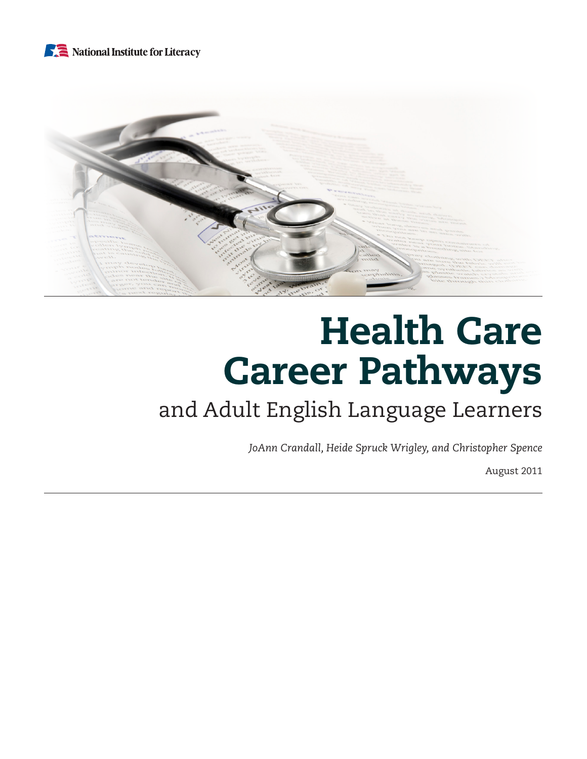National Institute for Literacy

# Health Care Career Pathways

## and Adult English Language Learners

*JoAnn Crandall, Heide Spruck Wrigley, and Christopher Spence*

August 2011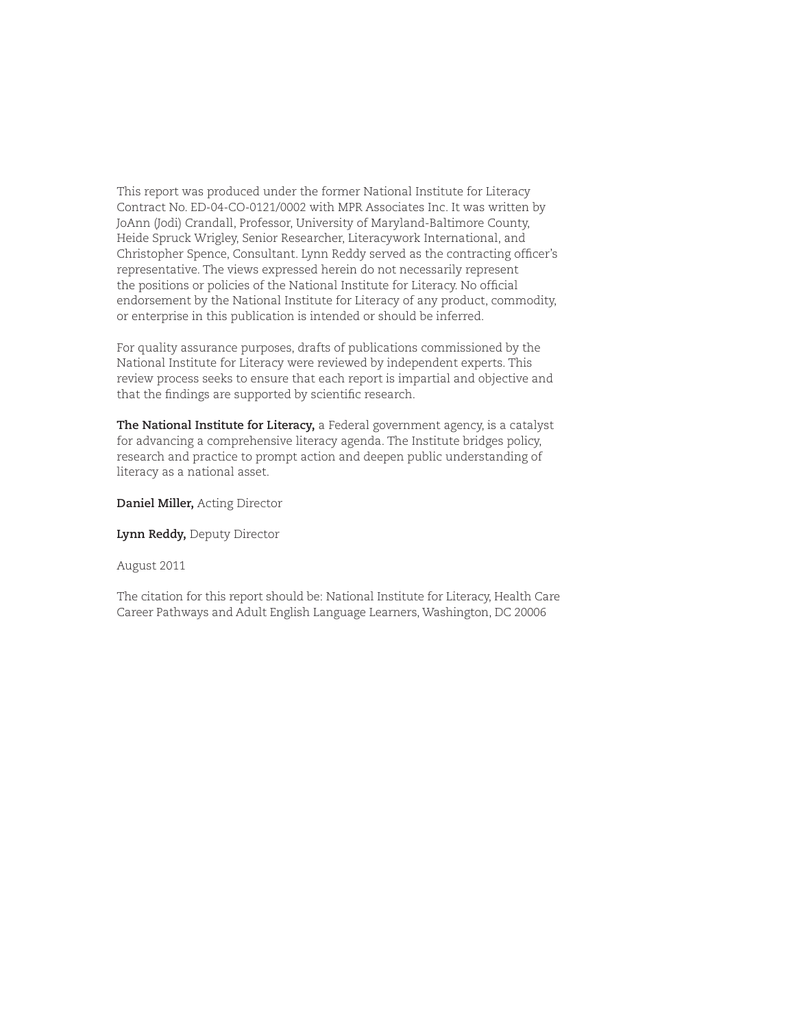This report was produced under the former National Institute for Literacy Contract No. ED-04-CO-0121/0002 with MPR Associates Inc. It was written by JoAnn (Jodi) Crandall, Professor, University of Maryland-Baltimore County, Heide Spruck Wrigley, Senior Researcher, Literacywork International, and Christopher Spence, Consultant. Lynn Reddy served as the contracting officer's representative. The views expressed herein do not necessarily represent the positions or policies of the National Institute for Literacy. No official endorsement by the National Institute for Literacy of any product, commodity, or enterprise in this publication is intended or should be inferred.

For quality assurance purposes, drafts of publications commissioned by the National Institute for Literacy were reviewed by independent experts. This review process seeks to ensure that each report is impartial and objective and that the findings are supported by scientific research.

**The National Institute for Literacy,** a Federal government agency, is a catalyst for advancing a comprehensive literacy agenda. The Institute bridges policy, research and practice to prompt action and deepen public understanding of literacy as a national asset.

**Daniel Miller,** Acting Director

**Lynn Reddy,** Deputy Director

August 2011

The citation for this report should be: National Institute for Literacy, Health Care Career Pathways and Adult English Language Learners, Washington, DC 20006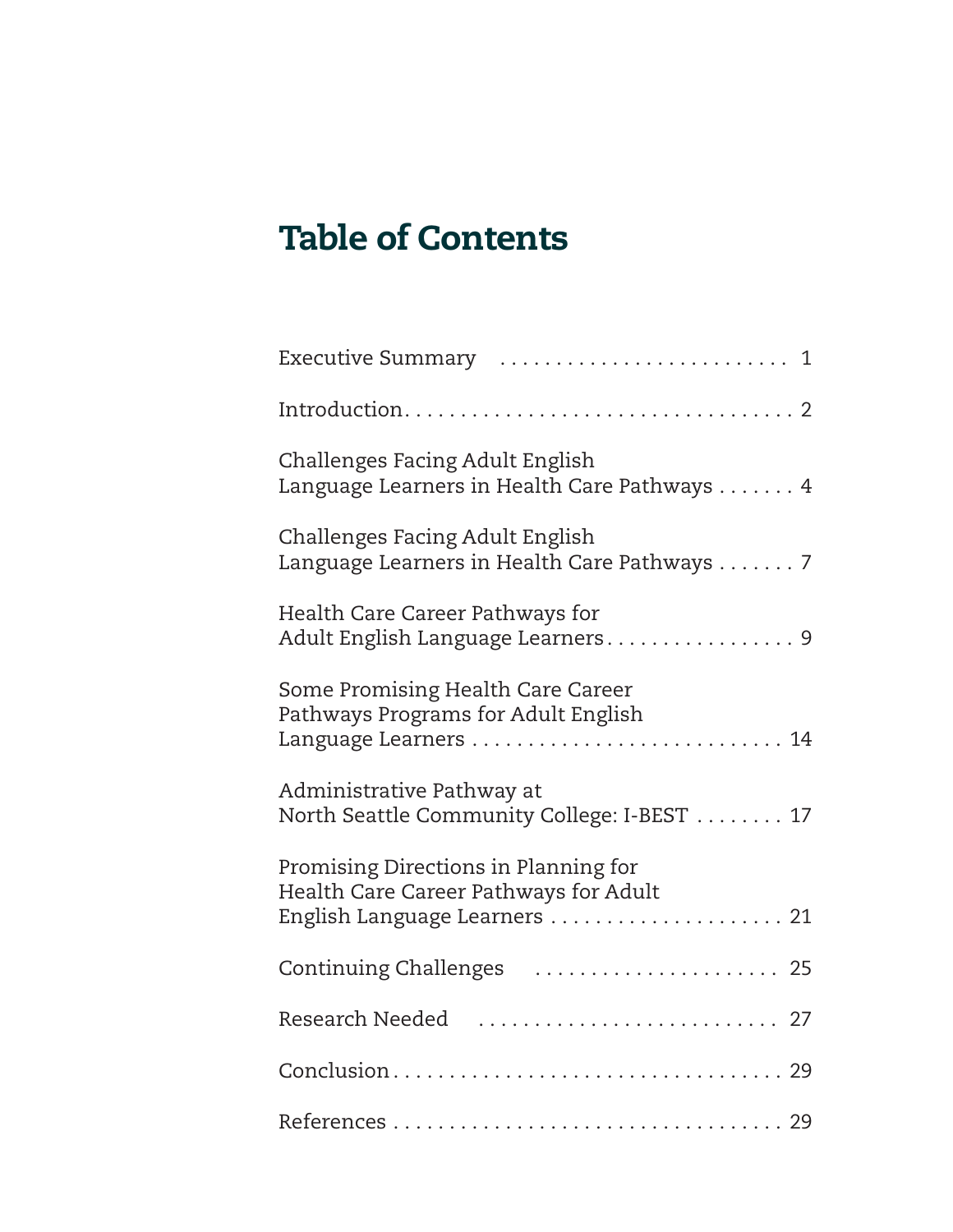# Table of Contents

| | |
|---|---|
| Executive Summary | 1 |
| Introduction | 2 |
| Challenges Facing Adult English Language Learners in Health Care Pathways | 4 |
| Challenges Facing Adult English Language Learners in Health Care Pathways | 7 |
| Health Care Career Pathways for Adult English Language Learners | 9 |
| Some Promising Health Care Career Pathways Programs for Adult English Language Learners | 14 |
| Administrative Pathway at North Seattle Community College: I-BEST | 17 |
| Promising Directions in Planning for Health Care Career Pathways for Adult English Language Learners | 21 |
| Continuing Challenges | 25 |
| Research Needed | 27 |
| Conclusion | 29 |
| References | 29 |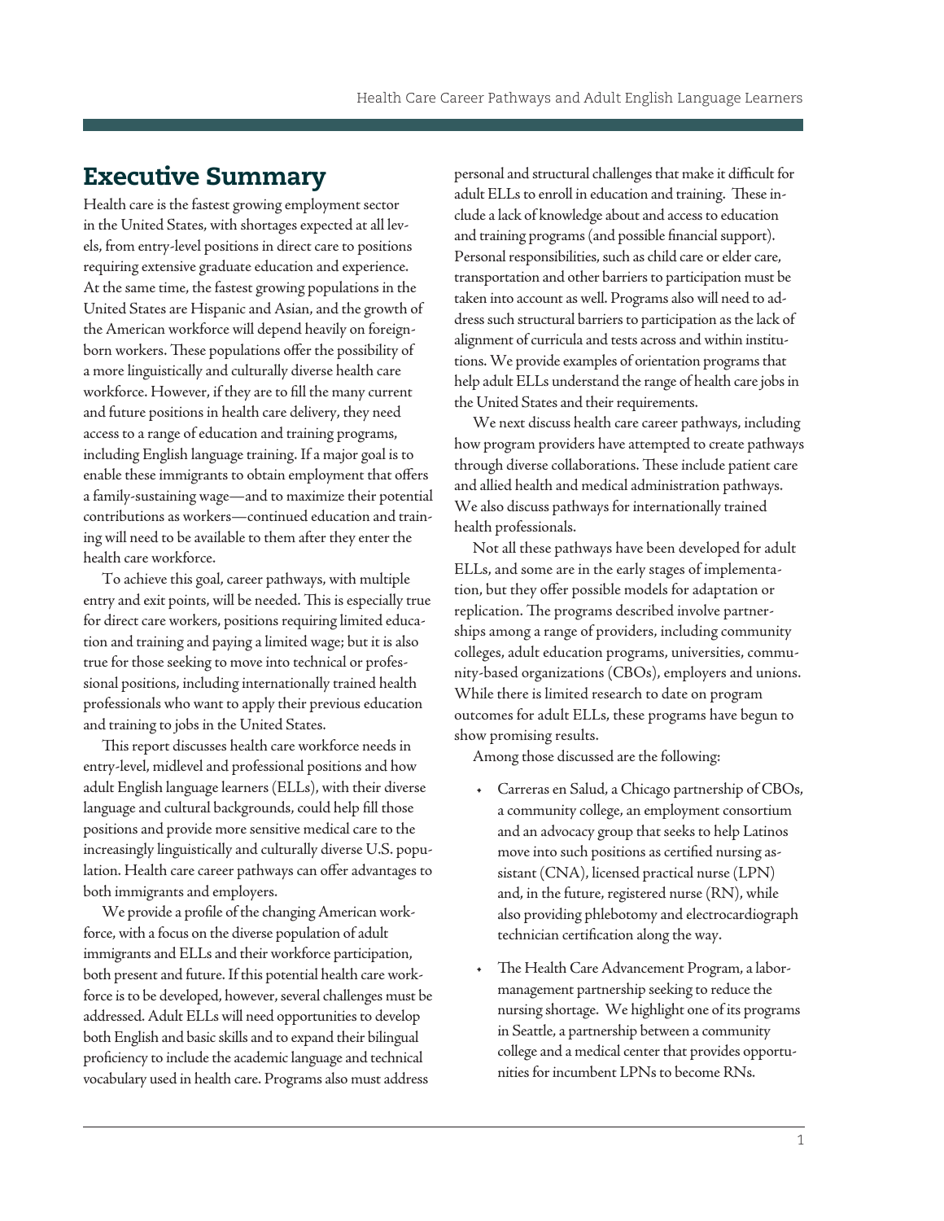# Executive Summary

Health care is the fastest growing employment sector in the United States, with shortages expected at all levels, from entry-level positions in direct care to positions requiring extensive graduate education and experience. At the same time, the fastest growing populations in the United States are Hispanic and Asian, and the growth of the American workforce will depend heavily on foreign-born workers. These populations offer the possibility of a more linguistically and culturally diverse health care workforce. However, if they are to fill the many current and future positions in health care delivery, they need access to a range of education and training programs, including English language training. If a major goal is to enable these immigrants to obtain employment that offers a family-sustaining wage—and to maximize their potential contributions as workers—continued education and training will need to be available to them after they enter the health care workforce.

To achieve this goal, career pathways, with multiple entry and exit points, will be needed. This is especially true for direct care workers, positions requiring limited education and training and paying a limited wage; but it is also true for those seeking to move into technical or professional positions, including internationally trained health professionals who want to apply their previous education and training to jobs in the United States.

This report discusses health care workforce needs in entry-level, midlevel and professional positions and how adult English language learners (ELLs), with their diverse language and cultural backgrounds, could help fill those positions and provide more sensitive medical care to the increasingly linguistically and culturally diverse U.S. population. Health care career pathways can offer advantages to both immigrants and employers.

We provide a profile of the changing American workforce, with a focus on the diverse population of adult immigrants and ELLs and their workforce participation, both present and future. If this potential health care workforce is to be developed, however, several challenges must be addressed. Adult ELLs will need opportunities to develop both English and basic skills and to expand their bilingual proficiency to include the academic language and technical vocabulary used in health care. Programs also must address personal and structural challenges that make it difficult for adult ELLs to enroll in education and training. These include a lack of knowledge about and access to education and training programs (and possible financial support). Personal responsibilities, such as child care or elder care, transportation and other barriers to participation must be taken into account as well. Programs also will need to address such structural barriers to participation as the lack of alignment of curricula and tests across and within institutions. We provide examples of orientation programs that help adult ELLs understand the range of health care jobs in the United States and their requirements.

We next discuss health care career pathways, including how program providers have attempted to create pathways through diverse collaborations. These include patient care and allied health and medical administration pathways. We also discuss pathways for internationally trained health professionals.

Not all these pathways have been developed for adult ELLs, and some are in the early stages of implementation, but they offer possible models for adaptation or replication. The programs described involve partnerships among a range of providers, including community colleges, adult education programs, universities, community-based organizations (CBOs), employers and unions. While there is limited research to date on program outcomes for adult ELLs, these programs have begun to show promising results.

Among those discussed are the following:

- Carreras en Salud, a Chicago partnership of CBOs, a community college, an employment consortium and an advocacy group that seeks to help Latinos move into such positions as certified nursing assistant (CNA), licensed practical nurse (LPN) and, in the future, registered nurse (RN), while also providing phlebotomy and electrocardiograph technician certification along the way.
- The Health Care Advancement Program, a labor-management partnership seeking to reduce the nursing shortage. We highlight one of its programs in Seattle, a partnership between a community college and a medical center that provides opportunities for incumbent LPNs to become RNs.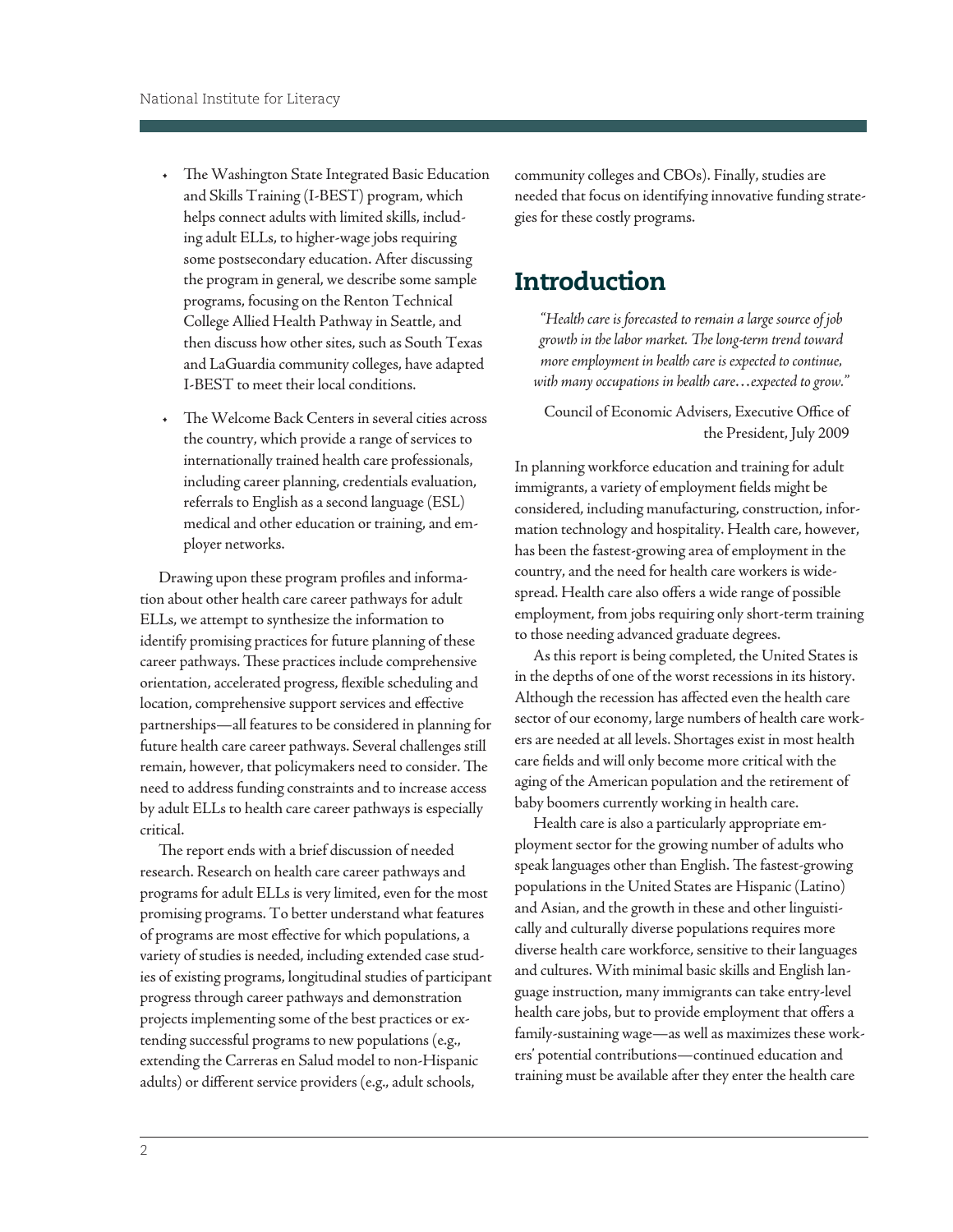- The Washington State Integrated Basic Education and Skills Training (I-BEST) program, which helps connect adults with limited skills, including adult ELLs, to higher-wage jobs requiring some postsecondary education. After discussing the program in general, we describe some sample programs, focusing on the Renton Technical College Allied Health Pathway in Seattle, and then discuss how other sites, such as South Texas and LaGuardia community colleges, have adapted I-BEST to meet their local conditions.
- The Welcome Back Centers in several cities across the country, which provide a range of services to internationally trained health care professionals, including career planning, credentials evaluation, referrals to English as a second language (ESL) medical and other education or training, and employer networks.

Drawing upon these program profiles and information about other health care career pathways for adult ELLs, we attempt to synthesize the information to identify promising practices for future planning of these career pathways. These practices include comprehensive orientation, accelerated progress, flexible scheduling and location, comprehensive support services and effective partnerships—all features to be considered in planning for future health care career pathways. Several challenges still remain, however, that policymakers need to consider. The need to address funding constraints and to increase access by adult ELLs to health care career pathways is especially critical.

The report ends with a brief discussion of needed research. Research on health care career pathways and programs for adult ELLs is very limited, even for the most promising programs. To better understand what features of programs are most effective for which populations, a variety of studies is needed, including extended case studies of existing programs, longitudinal studies of participant progress through career pathways and demonstration projects implementing some of the best practices or extending successful programs to new populations (e.g., extending the Carreras en Salud model to non-Hispanic adults) or different service providers (e.g., adult schools, community colleges and CBOs). Finally, studies are needed that focus on identifying innovative funding strategies for these costly programs.

# Introduction

> *"Health care is forecasted to remain a large source of job growth in the labor market. The long-term trend toward more employment in health care is expected to continue, with many occupations in health care…expected to grow."*
>
> Council of Economic Advisers, Executive Office of the President, July 2009

In planning workforce education and training for adult immigrants, a variety of employment fields might be considered, including manufacturing, construction, information technology and hospitality. Health care, however, has been the fastest-growing area of employment in the country, and the need for health care workers is widespread. Health care also offers a wide range of possible employment, from jobs requiring only short-term training to those needing advanced graduate degrees.

As this report is being completed, the United States is in the depths of one of the worst recessions in its history. Although the recession has affected even the health care sector of our economy, large numbers of health care workers are needed at all levels. Shortages exist in most health care fields and will only become more critical with the aging of the American population and the retirement of baby boomers currently working in health care.

Health care is also a particularly appropriate employment sector for the growing number of adults who speak languages other than English. The fastest-growing populations in the United States are Hispanic (Latino) and Asian, and the growth in these and other linguistically and culturally diverse populations requires more diverse health care workforce, sensitive to their languages and cultures. With minimal basic skills and English language instruction, many immigrants can take entry-level health care jobs, but to provide employment that offers a family-sustaining wage—as well as maximizes these workers' potential contributions—continued education and training must be available after they enter the health care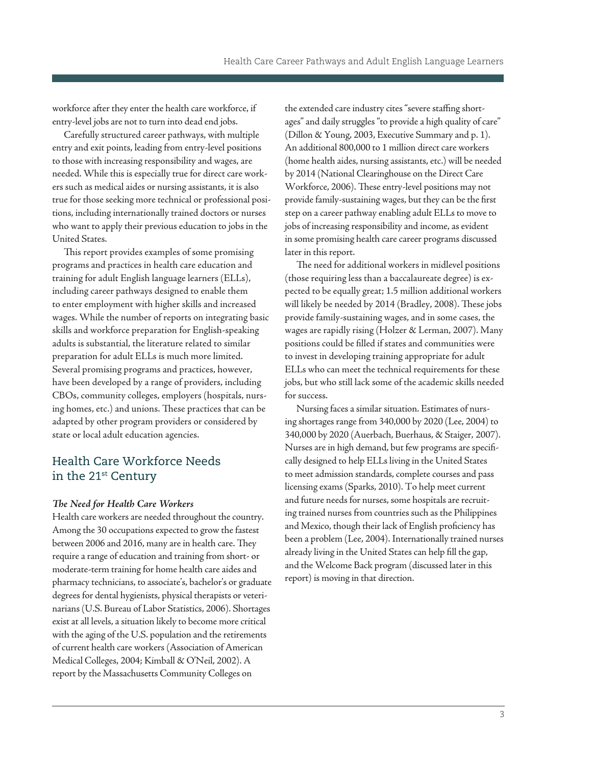workforce after they enter the health care workforce, if entry-level jobs are not to turn into dead end jobs.

Carefully structured career pathways, with multiple entry and exit points, leading from entry-level positions to those with increasing responsibility and wages, are needed. While this is especially true for direct care workers such as medical aides or nursing assistants, it is also true for those seeking more technical or professional positions, including internationally trained doctors or nurses who want to apply their previous education to jobs in the United States.

This report provides examples of some promising programs and practices in health care education and training for adult English language learners (ELLs), including career pathways designed to enable them to enter employment with higher skills and increased wages. While the number of reports on integrating basic skills and workforce preparation for English-speaking adults is substantial, the literature related to similar preparation for adult ELLs is much more limited. Several promising programs and practices, however, have been developed by a range of providers, including CBOs, community colleges, employers (hospitals, nursing homes, etc.) and unions. These practices that can be adapted by other program providers or considered by state or local adult education agencies.

## Health Care Workforce Needs in the 21st Century

### *The Need for Health Care Workers*

Health care workers are needed throughout the country. Among the 30 occupations expected to grow the fastest between 2006 and 2016, many are in health care. They require a range of education and training from short- or moderate-term training for home health care aides and pharmacy technicians, to associate's, bachelor's or graduate degrees for dental hygienists, physical therapists or veterinarians (U.S. Bureau of Labor Statistics, 2006). Shortages exist at all levels, a situation likely to become more critical with the aging of the U.S. population and the retirements of current health care workers (Association of American Medical Colleges, 2004; Kimball & O'Neil, 2002). A report by the Massachusetts Community Colleges on the extended care industry cites "severe staffing shortages" and daily struggles "to provide a high quality of care" (Dillon & Young, 2003, Executive Summary and p. 1). An additional 800,000 to 1 million direct care workers (home health aides, nursing assistants, etc.) will be needed by 2014 (National Clearinghouse on the Direct Care Workforce, 2006). These entry-level positions may not provide family-sustaining wages, but they can be the first step on a career pathway enabling adult ELLs to move to jobs of increasing responsibility and income, as evident in some promising health care career programs discussed later in this report.

The need for additional workers in midlevel positions (those requiring less than a baccalaureate degree) is expected to be equally great; 1.5 million additional workers will likely be needed by 2014 (Bradley, 2008). These jobs provide family-sustaining wages, and in some cases, the wages are rapidly rising (Holzer & Lerman, 2007). Many positions could be filled if states and communities were to invest in developing training appropriate for adult ELLs who can meet the technical requirements for these jobs, but who still lack some of the academic skills needed for success.

Nursing faces a similar situation. Estimates of nursing shortages range from 340,000 by 2020 (Lee, 2004) to 340,000 by 2020 (Auerbach, Buerhaus, & Staiger, 2007). Nurses are in high demand, but few programs are specifically designed to help ELLs living in the United States to meet admission standards, complete courses and pass licensing exams (Sparks, 2010). To help meet current and future needs for nurses, some hospitals are recruiting trained nurses from countries such as the Philippines and Mexico, though their lack of English proficiency has been a problem (Lee, 2004). Internationally trained nurses already living in the United States can help fill the gap, and the Welcome Back program (discussed later in this report) is moving in that direction.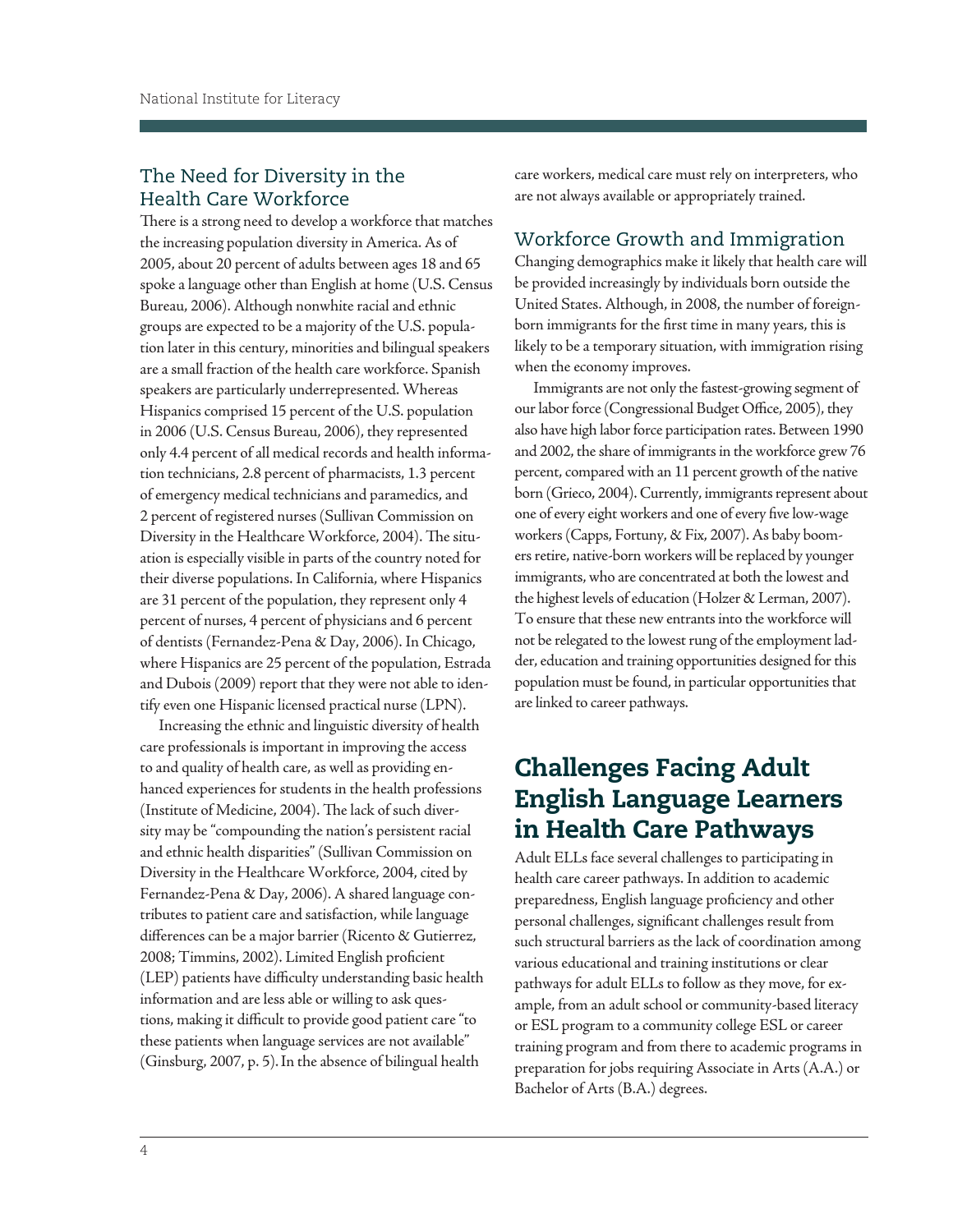## The Need for Diversity in the Health Care Workforce

There is a strong need to develop a workforce that matches the increasing population diversity in America. As of 2005, about 20 percent of adults between ages 18 and 65 spoke a language other than English at home (U.S. Census Bureau, 2006). Although nonwhite racial and ethnic groups are expected to be a majority of the U.S. population later in this century, minorities and bilingual speakers are a small fraction of the health care workforce. Spanish speakers are particularly underrepresented. Whereas Hispanics comprised 15 percent of the U.S. population in 2006 (U.S. Census Bureau, 2006), they represented only 4.4 percent of all medical records and health information technicians, 2.8 percent of pharmacists, 1.3 percent of emergency medical technicians and paramedics, and 2 percent of registered nurses (Sullivan Commission on Diversity in the Healthcare Workforce, 2004). The situation is especially visible in parts of the country noted for their diverse populations. In California, where Hispanics are 31 percent of the population, they represent only 4 percent of nurses, 4 percent of physicians and 6 percent of dentists (Fernandez-Pena & Day, 2006). In Chicago, where Hispanics are 25 percent of the population, Estrada and Dubois (2009) report that they were not able to identify even one Hispanic licensed practical nurse (LPN).

Increasing the ethnic and linguistic diversity of health care professionals is important in improving the access to and quality of health care, as well as providing enhanced experiences for students in the health professions (Institute of Medicine, 2004). The lack of such diversity may be "compounding the nation's persistent racial and ethnic health disparities" (Sullivan Commission on Diversity in the Healthcare Workforce, 2004, cited by Fernandez-Pena & Day, 2006). A shared language contributes to patient care and satisfaction, while language differences can be a major barrier (Ricento & Gutierrez, 2008; Timmins, 2002). Limited English proficient (LEP) patients have difficulty understanding basic health information and are less able or willing to ask questions, making it difficult to provide good patient care "to these patients when language services are not available" (Ginsburg, 2007, p. 5). In the absence of bilingual health care workers, medical care must rely on interpreters, who are not always available or appropriately trained.

## Workforce Growth and Immigration

Changing demographics make it likely that health care will be provided increasingly by individuals born outside the United States. Although, in 2008, the number of foreign-born immigrants for the first time in many years, this is likely to be a temporary situation, with immigration rising when the economy improves.

Immigrants are not only the fastest-growing segment of our labor force (Congressional Budget Office, 2005), they also have high labor force participation rates. Between 1990 and 2002, the share of immigrants in the workforce grew 76 percent, compared with an 11 percent growth of the native born (Grieco, 2004). Currently, immigrants represent about one of every eight workers and one of every five low-wage workers (Capps, Fortuny, & Fix, 2007). As baby boomers retire, native-born workers will be replaced by younger immigrants, who are concentrated at both the lowest and the highest levels of education (Holzer & Lerman, 2007). To ensure that these new entrants into the workforce will not be relegated to the lowest rung of the employment ladder, education and training opportunities designed for this population must be found, in particular opportunities that are linked to career pathways.

# Challenges Facing Adult English Language Learners in Health Care Pathways

Adult ELLs face several challenges to participating in health care career pathways. In addition to academic preparedness, English language proficiency and other personal challenges, significant challenges result from such structural barriers as the lack of coordination among various educational and training institutions or clear pathways for adult ELLs to follow as they move, for example, from an adult school or community-based literacy or ESL program to a community college ESL or career training program and from there to academic programs in preparation for jobs requiring Associate in Arts (A.A.) or Bachelor of Arts (B.A.) degrees.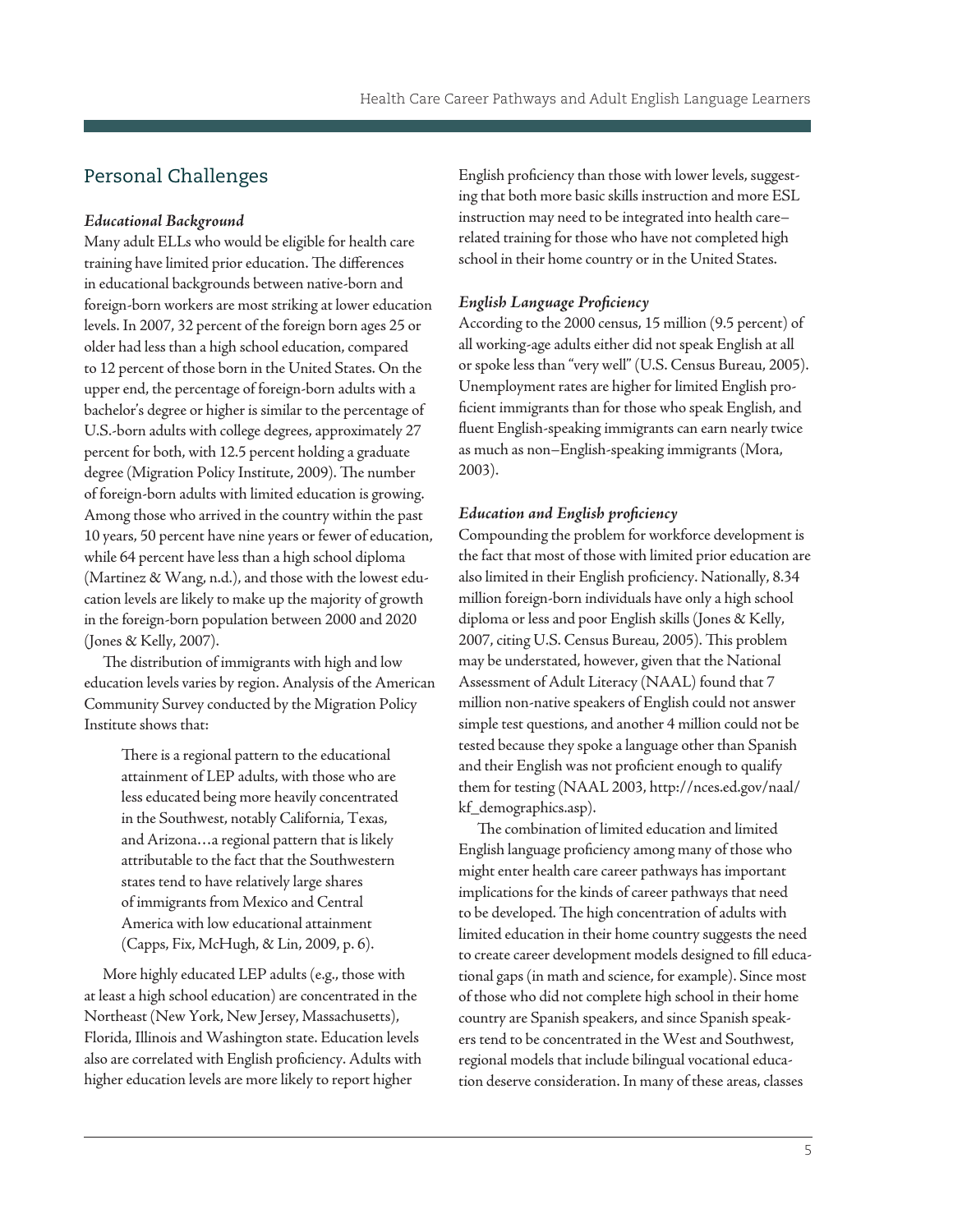## Personal Challenges

### *Educational Background*

Many adult ELLs who would be eligible for health care training have limited prior education. The differences in educational backgrounds between native-born and foreign-born workers are most striking at lower education levels. In 2007, 32 percent of the foreign born ages 25 or older had less than a high school education, compared to 12 percent of those born in the United States. On the upper end, the percentage of foreign-born adults with a bachelor's degree or higher is similar to the percentage of U.S.-born adults with college degrees, approximately 27 percent for both, with 12.5 percent holding a graduate degree (Migration Policy Institute, 2009). The number of foreign-born adults with limited education is growing. Among those who arrived in the country within the past 10 years, 50 percent have nine years or fewer of education, while 64 percent have less than a high school diploma (Martinez & Wang, n.d.), and those with the lowest education levels are likely to make up the majority of growth in the foreign-born population between 2000 and 2020 (Jones & Kelly, 2007).

The distribution of immigrants with high and low education levels varies by region. Analysis of the American Community Survey conducted by the Migration Policy Institute shows that:

> There is a regional pattern to the educational attainment of LEP adults, with those who are less educated being more heavily concentrated in the Southwest, notably California, Texas, and Arizona…a regional pattern that is likely attributable to the fact that the Southwestern states tend to have relatively large shares of immigrants from Mexico and Central America with low educational attainment (Capps, Fix, McHugh, & Lin, 2009, p. 6).

More highly educated LEP adults (e.g., those with at least a high school education) are concentrated in the Northeast (New York, New Jersey, Massachusetts), Florida, Illinois and Washington state. Education levels also are correlated with English proficiency. Adults with higher education levels are more likely to report higher English proficiency than those with lower levels, suggesting that both more basic skills instruction and more ESL instruction may need to be integrated into health care–related training for those who have not completed high school in their home country or in the United States.

### *English Language Proficiency*

According to the 2000 census, 15 million (9.5 percent) of all working-age adults either did not speak English at all or spoke less than "very well" (U.S. Census Bureau, 2005). Unemployment rates are higher for limited English proficient immigrants than for those who speak English, and fluent English-speaking immigrants can earn nearly twice as much as non–English-speaking immigrants (Mora, 2003).

### *Education and English proficiency*

Compounding the problem for workforce development is the fact that most of those with limited prior education are also limited in their English proficiency. Nationally, 8.34 million foreign-born individuals have only a high school diploma or less and poor English skills (Jones & Kelly, 2007, citing U.S. Census Bureau, 2005). This problem may be understated, however, given that the National Assessment of Adult Literacy (NAAL) found that 7 million non-native speakers of English could not answer simple test questions, and another 4 million could not be tested because they spoke a language other than Spanish and their English was not proficient enough to qualify them for testing (NAAL 2003, http://nces.ed.gov/naal/kf_demographics.asp).

The combination of limited education and limited English language proficiency among many of those who might enter health care career pathways has important implications for the kinds of career pathways that need to be developed. The high concentration of adults with limited education in their home country suggests the need to create career development models designed to fill educational gaps (in math and science, for example). Since most of those who did not complete high school in their home country are Spanish speakers, and since Spanish speakers tend to be concentrated in the West and Southwest, regional models that include bilingual vocational education deserve consideration. In many of these areas, classes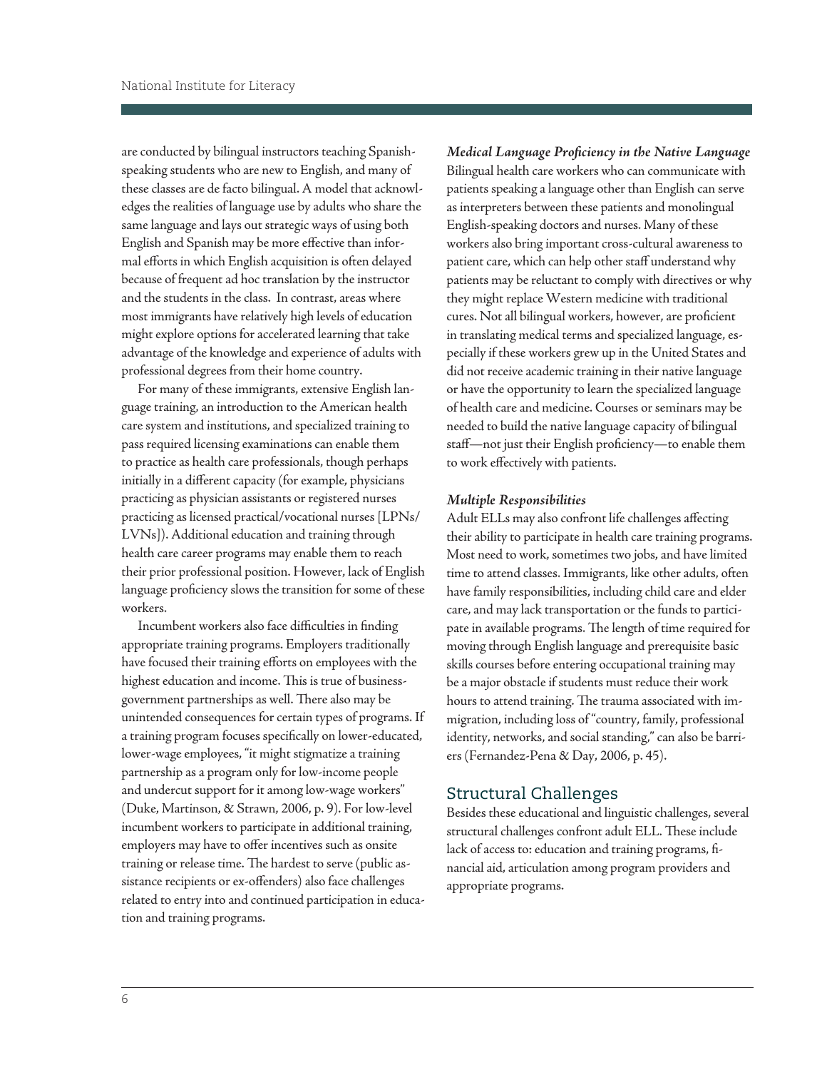are conducted by bilingual instructors teaching Spanish-speaking students who are new to English, and many of these classes are de facto bilingual. A model that acknowledges the realities of language use by adults who share the same language and lays out strategic ways of using both English and Spanish may be more effective than informal efforts in which English acquisition is often delayed because of frequent ad hoc translation by the instructor and the students in the class. In contrast, areas where most immigrants have relatively high levels of education might explore options for accelerated learning that take advantage of the knowledge and experience of adults with professional degrees from their home country.

For many of these immigrants, extensive English language training, an introduction to the American health care system and institutions, and specialized training to pass required licensing examinations can enable them to practice as health care professionals, though perhaps initially in a different capacity (for example, physicians practicing as physician assistants or registered nurses practicing as licensed practical/vocational nurses [LPNs/LVNs]). Additional education and training through health care career programs may enable them to reach their prior professional position. However, lack of English language proficiency slows the transition for some of these workers.

Incumbent workers also face difficulties in finding appropriate training programs. Employers traditionally have focused their training efforts on employees with the highest education and income. This is true of business-government partnerships as well. There also may be unintended consequences for certain types of programs. If a training program focuses specifically on lower-educated, lower-wage employees, "it might stigmatize a training partnership as a program only for low-income people and undercut support for it among low-wage workers" (Duke, Martinson, & Strawn, 2006, p. 9). For low-level incumbent workers to participate in additional training, employers may have to offer incentives such as onsite training or release time. The hardest to serve (public assistance recipients or ex-offenders) also face challenges related to entry into and continued participation in education and training programs.

***Medical Language Proficiency in the Native Language***

Bilingual health care workers who can communicate with patients speaking a language other than English can serve as interpreters between these patients and monolingual English-speaking doctors and nurses. Many of these workers also bring important cross-cultural awareness to patient care, which can help other staff understand why patients may be reluctant to comply with directives or why they might replace Western medicine with traditional cures. Not all bilingual workers, however, are proficient in translating medical terms and specialized language, especially if these workers grew up in the United States and did not receive academic training in their native language or have the opportunity to learn the specialized language of health care and medicine. Courses or seminars may be needed to build the native language capacity of bilingual staff—not just their English proficiency—to enable them to work effectively with patients.

***Multiple Responsibilities***

Adult ELLs may also confront life challenges affecting their ability to participate in health care training programs. Most need to work, sometimes two jobs, and have limited time to attend classes. Immigrants, like other adults, often have family responsibilities, including child care and elder care, and may lack transportation or the funds to participate in available programs. The length of time required for moving through English language and prerequisite basic skills courses before entering occupational training may be a major obstacle if students must reduce their work hours to attend training. The trauma associated with immigration, including loss of "country, family, professional identity, networks, and social standing," can also be barriers (Fernandez-Pena & Day, 2006, p. 45).

## Structural Challenges

Besides these educational and linguistic challenges, several structural challenges confront adult ELL. These include lack of access to: education and training programs, financial aid, articulation among program providers and appropriate programs.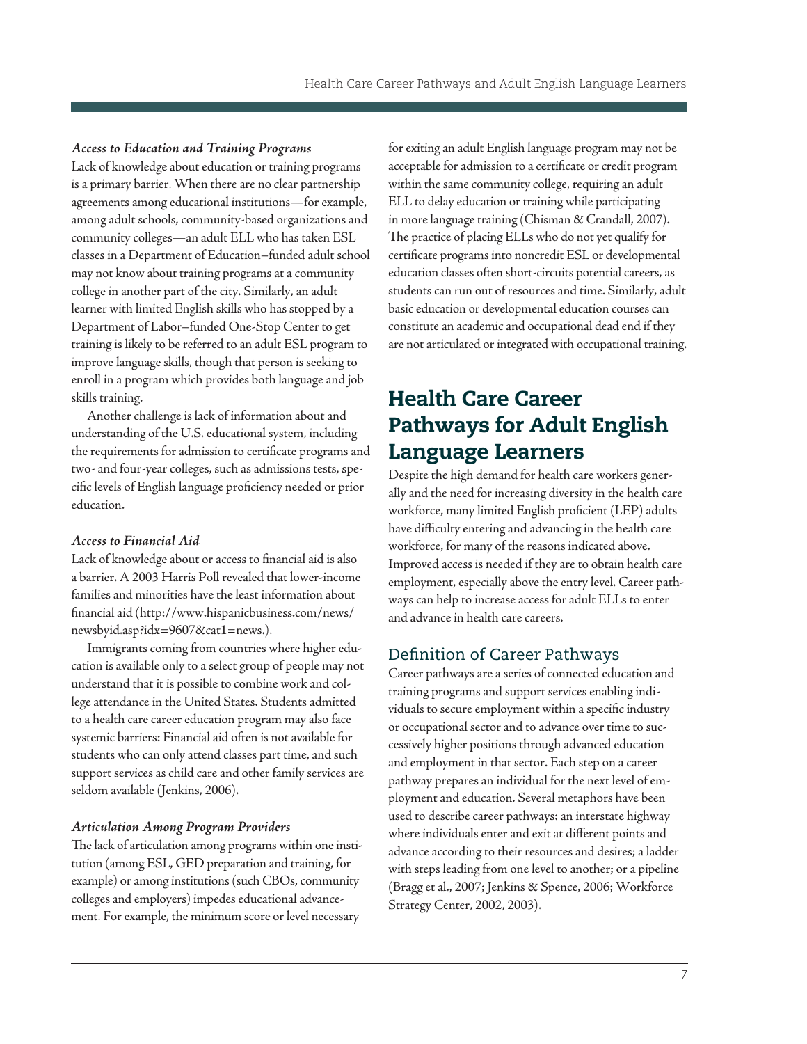*Access to Education and Training Programs*

Lack of knowledge about education or training programs is a primary barrier. When there are no clear partnership agreements among educational institutions—for example, among adult schools, community-based organizations and community colleges—an adult ELL who has taken ESL classes in a Department of Education–funded adult school may not know about training programs at a community college in another part of the city. Similarly, an adult learner with limited English skills who has stopped by a Department of Labor–funded One-Stop Center to get training is likely to be referred to an adult ESL program to improve language skills, though that person is seeking to enroll in a program which provides both language and job skills training.

Another challenge is lack of information about and understanding of the U.S. educational system, including the requirements for admission to certificate programs and two- and four-year colleges, such as admissions tests, specific levels of English language proficiency needed or prior education.

*Access to Financial Aid*

Lack of knowledge about or access to financial aid is also a barrier. A 2003 Harris Poll revealed that lower-income families and minorities have the least information about financial aid (http://www.hispanicbusiness.com/news/newsbyid.asp?idx=9607&cat1=news.).

Immigrants coming from countries where higher education is available only to a select group of people may not understand that it is possible to combine work and college attendance in the United States. Students admitted to a health care career education program may also face systemic barriers: Financial aid often is not available for students who can only attend classes part time, and such support services as child care and other family services are seldom available (Jenkins, 2006).

*Articulation Among Program Providers*

The lack of articulation among programs within one institution (among ESL, GED preparation and training, for example) or among institutions (such CBOs, community colleges and employers) impedes educational advancement. For example, the minimum score or level necessary for exiting an adult English language program may not be acceptable for admission to a certificate or credit program within the same community college, requiring an adult ELL to delay education or training while participating in more language training (Chisman & Crandall, 2007). The practice of placing ELLs who do not yet qualify for certificate programs into noncredit ESL or developmental education classes often short-circuits potential careers, as students can run out of resources and time. Similarly, adult basic education or developmental education courses can constitute an academic and occupational dead end if they are not articulated or integrated with occupational training.

# Health Care Career Pathways for Adult English Language Learners

Despite the high demand for health care workers generally and the need for increasing diversity in the health care workforce, many limited English proficient (LEP) adults have difficulty entering and advancing in the health care workforce, for many of the reasons indicated above. Improved access is needed if they are to obtain health care employment, especially above the entry level. Career pathways can help to increase access for adult ELLs to enter and advance in health care careers.

## Definition of Career Pathways

Career pathways are a series of connected education and training programs and support services enabling individuals to secure employment within a specific industry or occupational sector and to advance over time to successively higher positions through advanced education and employment in that sector. Each step on a career pathway prepares an individual for the next level of employment and education. Several metaphors have been used to describe career pathways: an interstate highway where individuals enter and exit at different points and advance according to their resources and desires; a ladder with steps leading from one level to another; or a pipeline (Bragg et al., 2007; Jenkins & Spence, 2006; Workforce Strategy Center, 2002, 2003).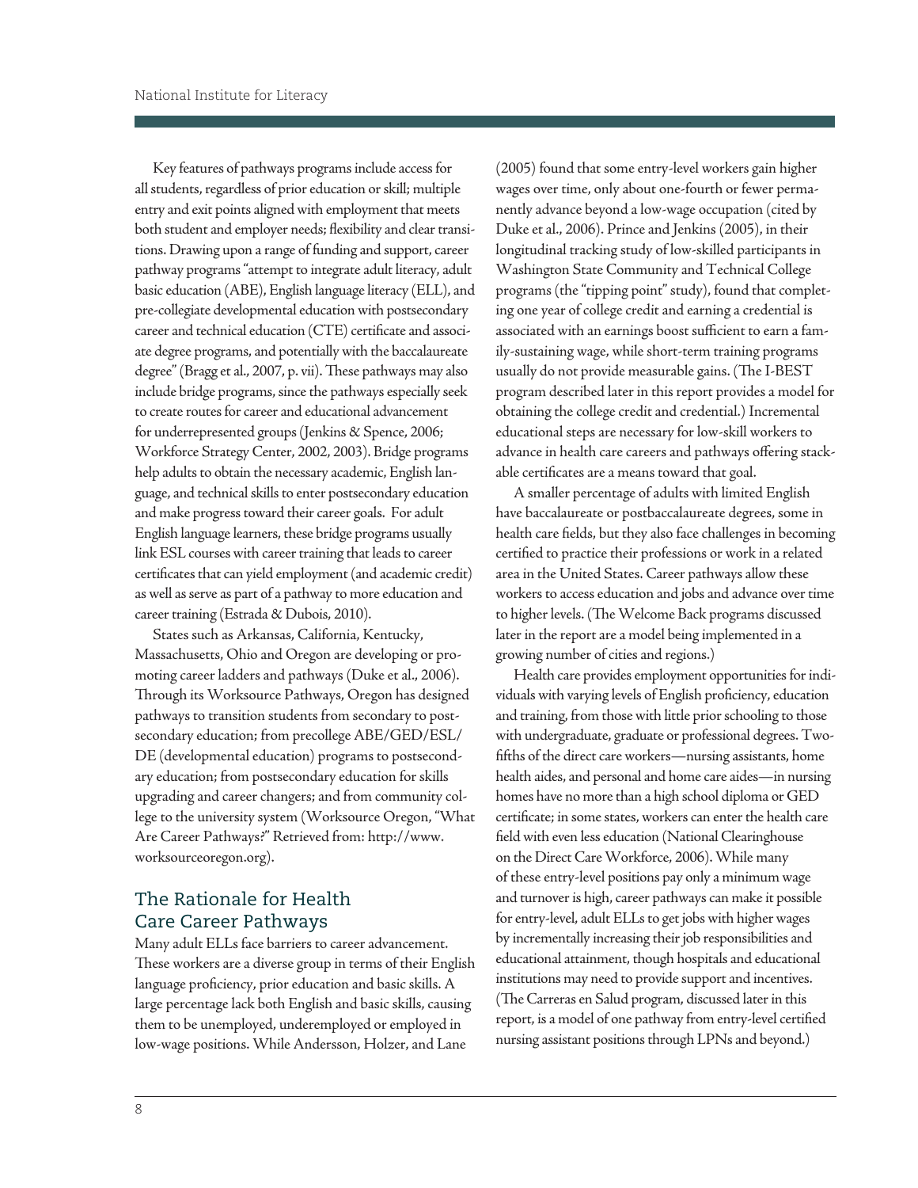Key features of pathways programs include access for all students, regardless of prior education or skill; multiple entry and exit points aligned with employment that meets both student and employer needs; flexibility and clear transitions. Drawing upon a range of funding and support, career pathway programs "attempt to integrate adult literacy, adult basic education (ABE), English language literacy (ELL), and pre-collegiate developmental education with postsecondary career and technical education (CTE) certificate and associate degree programs, and potentially with the baccalaureate degree" (Bragg et al., 2007, p. vii). These pathways may also include bridge programs, since the pathways especially seek to create routes for career and educational advancement for underrepresented groups (Jenkins & Spence, 2006; Workforce Strategy Center, 2002, 2003). Bridge programs help adults to obtain the necessary academic, English language, and technical skills to enter postsecondary education and make progress toward their career goals. For adult English language learners, these bridge programs usually link ESL courses with career training that leads to career certificates that can yield employment (and academic credit) as well as serve as part of a pathway to more education and career training (Estrada & Dubois, 2010).

States such as Arkansas, California, Kentucky, Massachusetts, Ohio and Oregon are developing or promoting career ladders and pathways (Duke et al., 2006). Through its Worksource Pathways, Oregon has designed pathways to transition students from secondary to postsecondary education; from precollege ABE/GED/ESL/DE (developmental education) programs to postsecondary education; from postsecondary education for skills upgrading and career changers; and from community college to the university system (Worksource Oregon, "What Are Career Pathways?" Retrieved from: http://www.worksourceoregon.org).

## The Rationale for Health Care Career Pathways

Many adult ELLs face barriers to career advancement. These workers are a diverse group in terms of their English language proficiency, prior education and basic skills. A large percentage lack both English and basic skills, causing them to be unemployed, underemployed or employed in low-wage positions. While Andersson, Holzer, and Lane (2005) found that some entry-level workers gain higher wages over time, only about one-fourth or fewer permanently advance beyond a low-wage occupation (cited by Duke et al., 2006). Prince and Jenkins (2005), in their longitudinal tracking study of low-skilled participants in Washington State Community and Technical College programs (the "tipping point" study), found that completing one year of college credit and earning a credential is associated with an earnings boost sufficient to earn a family-sustaining wage, while short-term training programs usually do not provide measurable gains. (The I-BEST program described later in this report provides a model for obtaining the college credit and credential.) Incremental educational steps are necessary for low-skill workers to advance in health care careers and pathways offering stackable certificates are a means toward that goal.

A smaller percentage of adults with limited English have baccalaureate or postbaccalaureate degrees, some in health care fields, but they also face challenges in becoming certified to practice their professions or work in a related area in the United States. Career pathways allow these workers to access education and jobs and advance over time to higher levels. (The Welcome Back programs discussed later in the report are a model being implemented in a growing number of cities and regions.)

Health care provides employment opportunities for individuals with varying levels of English proficiency, education and training, from those with little prior schooling to those with undergraduate, graduate or professional degrees. Two-fifths of the direct care workers—nursing assistants, home health aides, and personal and home care aides—in nursing homes have no more than a high school diploma or GED certificate; in some states, workers can enter the health care field with even less education (National Clearinghouse on the Direct Care Workforce, 2006). While many of these entry-level positions pay only a minimum wage and turnover is high, career pathways can make it possible for entry-level, adult ELLs to get jobs with higher wages by incrementally increasing their job responsibilities and educational attainment, though hospitals and educational institutions may need to provide support and incentives. (The Carreras en Salud program, discussed later in this report, is a model of one pathway from entry-level certified nursing assistant positions through LPNs and beyond.)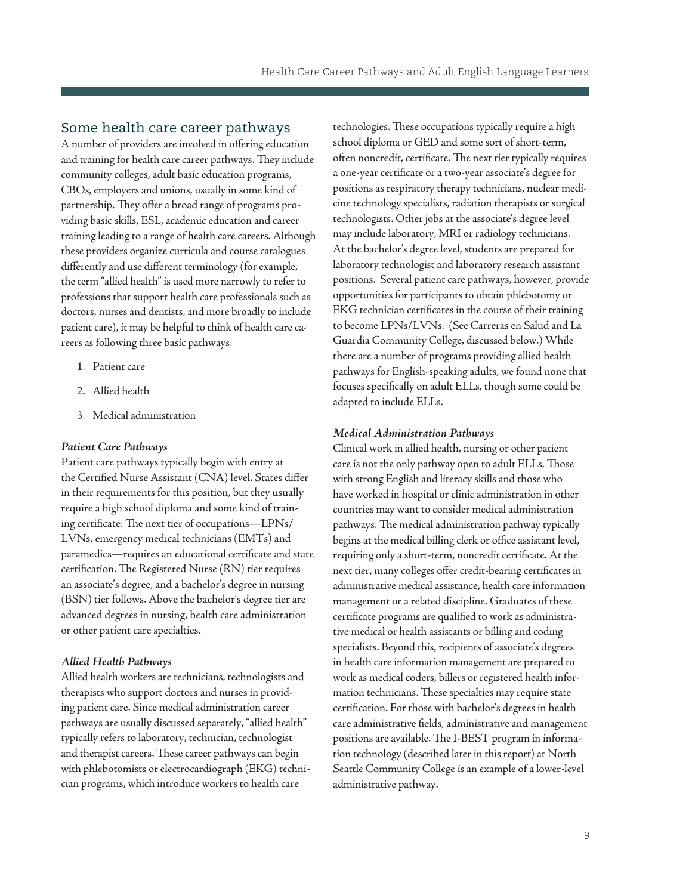## Some health care career pathways

A number of providers are involved in offering education and training for health care career pathways. They include community colleges, adult basic education programs, CBOs, employers and unions, usually in some kind of partnership. They offer a broad range of programs providing basic skills, ESL, academic education and career training leading to a range of health care careers. Although these providers organize curricula and course catalogues differently and use different terminology (for example, the term "allied health" is used more narrowly to refer to professions that support health care professionals such as doctors, nurses and dentists, and more broadly to include patient care), it may be helpful to think of health care careers as following three basic pathways:

1. Patient care
2. Allied health
3. Medical administration

### *Patient Care Pathways*

Patient care pathways typically begin with entry at the Certified Nurse Assistant (CNA) level. States differ in their requirements for this position, but they usually require a high school diploma and some kind of training certificate. The next tier of occupations—LPNs/LVNs, emergency medical technicians (EMTs) and paramedics—requires an educational certificate and state certification. The Registered Nurse (RN) tier requires an associate's degree, and a bachelor's degree in nursing (BSN) tier follows. Above the bachelor's degree tier are advanced degrees in nursing, health care administration or other patient care specialties.

### *Allied Health Pathways*

Allied health workers are technicians, technologists and therapists who support doctors and nurses in providing patient care. Since medical administration career pathways are usually discussed separately, "allied health" typically refers to laboratory, technician, technologist and therapist careers. These career pathways can begin with phlebotomists or electrocardiograph (EKG) technician programs, which introduce workers to health care technologies. These occupations typically require a high school diploma or GED and some sort of short-term, often noncredit, certificate. The next tier typically requires a one-year certificate or a two-year associate's degree for positions as respiratory therapy technicians, nuclear medicine technology specialists, radiation therapists or surgical technologists. Other jobs at the associate's degree level may include laboratory, MRI or radiology technicians. At the bachelor's degree level, students are prepared for laboratory technologist and laboratory research assistant positions. Several patient care pathways, however, provide opportunities for participants to obtain phlebotomy or EKG technician certificates in the course of their training to become LPNs/LVNs. (See Carreras en Salud and La Guardia Community College, discussed below.) While there are a number of programs providing allied health pathways for English-speaking adults, we found none that focuses specifically on adult ELLs, though some could be adapted to include ELLs.

### *Medical Administration Pathways*

Clinical work in allied health, nursing or other patient care is not the only pathway open to adult ELLs. Those with strong English and literacy skills and those who have worked in hospital or clinic administration in other countries may want to consider medical administration pathways. The medical administration pathway typically begins at the medical billing clerk or office assistant level, requiring only a short-term, noncredit certificate. At the next tier, many colleges offer credit-bearing certificates in administrative medical assistance, health care information management or a related discipline. Graduates of these certificate programs are qualified to work as administrative medical or health assistants or billing and coding specialists. Beyond this, recipients of associate's degrees in health care information management are prepared to work as medical coders, billers or registered health information technicians. These specialties may require state certification. For those with bachelor's degrees in health care administrative fields, administrative and management positions are available. The I-BEST program in information technology (described later in this report) at North Seattle Community College is an example of a lower-level administrative pathway.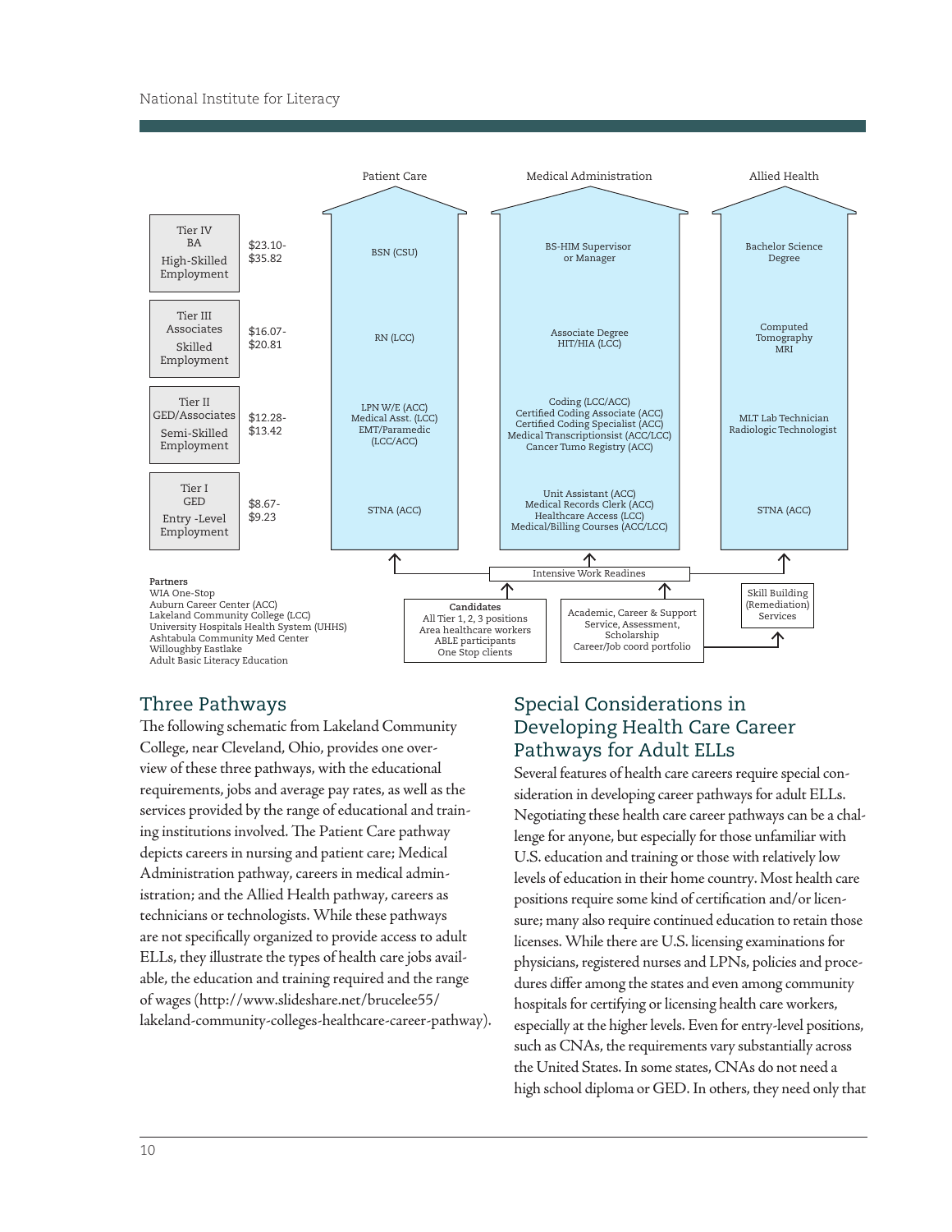| | | Patient Care | Medical Administration | Allied Health |
|---|---|---|---|---|
| Tier IV BA High-Skilled Employment | $23.10-$35.82 | BSN (CSU) | BS-HIM Supervisor or Manager | Bachelor Science Degree |
| Tier III Associates Skilled Employment | $16.07-$20.81 | RN (LCC) | Associate Degree HIT/HIA (LCC) | Computed Tomography MRI |
| Tier II GED/Associates Semi-Skilled Employment | $12.28-$13.42 | LPN W/E (ACC) Medical Asst. (LCC) EMT/Paramedic (LCC/ACC) | Coding (LCC/ACC) Certified Coding Associate (ACC) Certified Coding Specialist (ACC) Medical Transcriptionsist (ACC/LCC) Cancer Tumo Registry (ACC) | MLT Lab Technician Radiologic Technologist |
| Tier I GED Entry -Level Employment | $8.67-$9.23 | STNA (ACC) | Unit Assistant (ACC) Medical Records Clerk (ACC) Healthcare Access (LCC) Medical/Billing Courses (ACC/LCC) | STNA (ACC) |

Intensive Work Readines

**Candidates**
All Tier 1, 2, 3 positions
Area healthcare workers
ABLE participants
One Stop clients

Academic, Career & Support Service, Assessment, Scholarship
Career/Job coord portfolio

Skill Building (Remediation) Services

**Partners**
WIA One-Stop
Auburn Career Center (ACC)
Lakeland Community College (LCC)
University Hospitals Health System (UHHS)
Ashtabula Community Med Center
Willoughby Eastlake
Adult Basic Literacy Education

## Three Pathways

The following schematic from Lakeland Community College, near Cleveland, Ohio, provides one overview of these three pathways, with the educational requirements, jobs and average pay rates, as well as the services provided by the range of educational and training institutions involved. The Patient Care pathway depicts careers in nursing and patient care; Medical Administration pathway, careers in medical administration; and the Allied Health pathway, careers as technicians or technologists. While these pathways are not specifically organized to provide access to adult ELLs, they illustrate the types of health care jobs available, the education and training required and the range of wages (http://www.slideshare.net/brucelee55/lakeland-community-colleges-healthcare-career-pathway).

## Special Considerations in Developing Health Care Career Pathways for Adult ELLs

Several features of health care careers require special consideration in developing career pathways for adult ELLs. Negotiating these health care career pathways can be a challenge for anyone, but especially for those unfamiliar with U.S. education and training or those with relatively low levels of education in their home country. Most health care positions require some kind of certification and/or licensure; many also require continued education to retain those licenses. While there are U.S. licensing examinations for physicians, registered nurses and LPNs, policies and procedures differ among the states and even among community hospitals for certifying or licensing health care workers, especially at the higher levels. Even for entry-level positions, such as CNAs, the requirements vary substantially across the United States. In some states, CNAs do not need a high school diploma or GED. In others, they need only that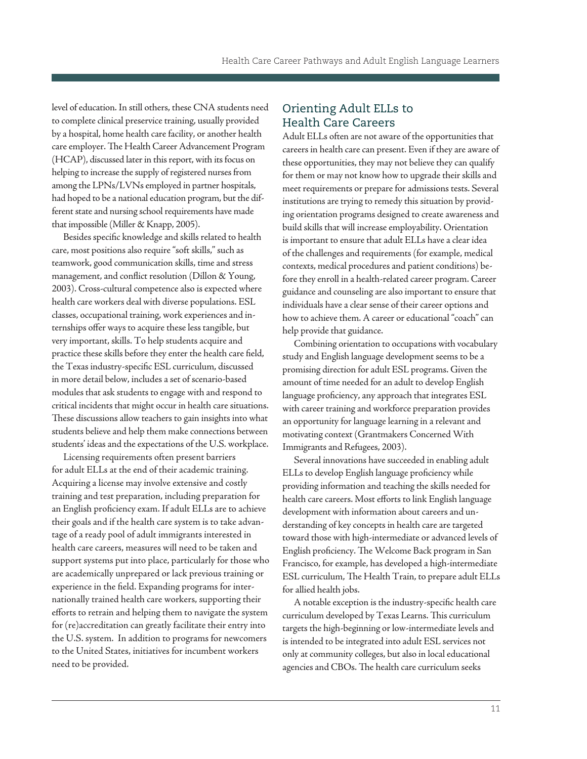level of education. In still others, these CNA students need to complete clinical preservice training, usually provided by a hospital, home health care facility, or another health care employer. The Health Career Advancement Program (HCAP), discussed later in this report, with its focus on helping to increase the supply of registered nurses from among the LPNs/LVNs employed in partner hospitals, had hoped to be a national education program, but the different state and nursing school requirements have made that impossible (Miller & Knapp, 2005).

Besides specific knowledge and skills related to health care, most positions also require "soft skills," such as teamwork, good communication skills, time and stress management, and conflict resolution (Dillon & Young, 2003). Cross-cultural competence also is expected where health care workers deal with diverse populations. ESL classes, occupational training, work experiences and internships offer ways to acquire these less tangible, but very important, skills. To help students acquire and practice these skills before they enter the health care field, the Texas industry-specific ESL curriculum, discussed in more detail below, includes a set of scenario-based modules that ask students to engage with and respond to critical incidents that might occur in health care situations. These discussions allow teachers to gain insights into what students believe and help them make connections between students' ideas and the expectations of the U.S. workplace.

Licensing requirements often present barriers for adult ELLs at the end of their academic training. Acquiring a license may involve extensive and costly training and test preparation, including preparation for an English proficiency exam. If adult ELLs are to achieve their goals and if the health care system is to take advantage of a ready pool of adult immigrants interested in health care careers, measures will need to be taken and support systems put into place, particularly for those who are academically unprepared or lack previous training or experience in the field. Expanding programs for internationally trained health care workers, supporting their efforts to retrain and helping them to navigate the system for (re)accreditation can greatly facilitate their entry into the U.S. system. In addition to programs for newcomers to the United States, initiatives for incumbent workers need to be provided.

## Orienting Adult ELLs to Health Care Careers

Adult ELLs often are not aware of the opportunities that careers in health care can present. Even if they are aware of these opportunities, they may not believe they can qualify for them or may not know how to upgrade their skills and meet requirements or prepare for admissions tests. Several institutions are trying to remedy this situation by providing orientation programs designed to create awareness and build skills that will increase employability. Orientation is important to ensure that adult ELLs have a clear idea of the challenges and requirements (for example, medical contexts, medical procedures and patient conditions) before they enroll in a health-related career program. Career guidance and counseling are also important to ensure that individuals have a clear sense of their career options and how to achieve them. A career or educational "coach" can help provide that guidance.

Combining orientation to occupations with vocabulary study and English language development seems to be a promising direction for adult ESL programs. Given the amount of time needed for an adult to develop English language proficiency, any approach that integrates ESL with career training and workforce preparation provides an opportunity for language learning in a relevant and motivating context (Grantmakers Concerned With Immigrants and Refugees, 2003).

Several innovations have succeeded in enabling adult ELLs to develop English language proficiency while providing information and teaching the skills needed for health care careers. Most efforts to link English language development with information about careers and understanding of key concepts in health care are targeted toward those with high-intermediate or advanced levels of English proficiency. The Welcome Back program in San Francisco, for example, has developed a high-intermediate ESL curriculum, The Health Train, to prepare adult ELLs for allied health jobs.

A notable exception is the industry-specific health care curriculum developed by Texas Learns. This curriculum targets the high-beginning or low-intermediate levels and is intended to be integrated into adult ESL services not only at community colleges, but also in local educational agencies and CBOs. The health care curriculum seeks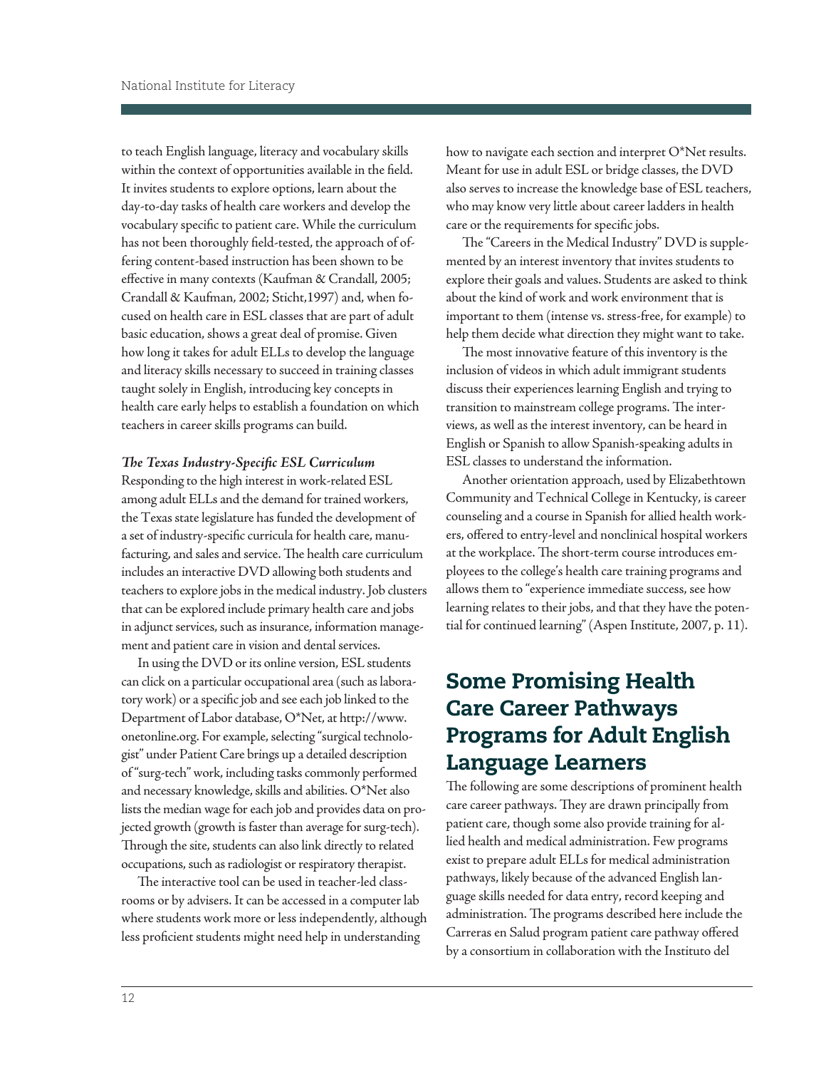to teach English language, literacy and vocabulary skills within the context of opportunities available in the field. It invites students to explore options, learn about the day-to-day tasks of health care workers and develop the vocabulary specific to patient care. While the curriculum has not been thoroughly field-tested, the approach of offering content-based instruction has been shown to be effective in many contexts (Kaufman & Crandall, 2005; Crandall & Kaufman, 2002; Sticht,1997) and, when focused on health care in ESL classes that are part of adult basic education, shows a great deal of promise. Given how long it takes for adult ELLs to develop the language and literacy skills necessary to succeed in training classes taught solely in English, introducing key concepts in health care early helps to establish a foundation on which teachers in career skills programs can build.

***The Texas Industry-Specific ESL Curriculum***

Responding to the high interest in work-related ESL among adult ELLs and the demand for trained workers, the Texas state legislature has funded the development of a set of industry-specific curricula for health care, manufacturing, and sales and service. The health care curriculum includes an interactive DVD allowing both students and teachers to explore jobs in the medical industry. Job clusters that can be explored include primary health care and jobs in adjunct services, such as insurance, information management and patient care in vision and dental services.

In using the DVD or its online version, ESL students can click on a particular occupational area (such as laboratory work) or a specific job and see each job linked to the Department of Labor database, O*Net, at http://www.onetonline.org. For example, selecting "surgical technologist" under Patient Care brings up a detailed description of "surg-tech" work, including tasks commonly performed and necessary knowledge, skills and abilities. O*Net also lists the median wage for each job and provides data on projected growth (growth is faster than average for surg-tech). Through the site, students can also link directly to related occupations, such as radiologist or respiratory therapist.

The interactive tool can be used in teacher-led classrooms or by advisers. It can be accessed in a computer lab where students work more or less independently, although less proficient students might need help in understanding how to navigate each section and interpret O*Net results. Meant for use in adult ESL or bridge classes, the DVD also serves to increase the knowledge base of ESL teachers, who may know very little about career ladders in health care or the requirements for specific jobs.

The "Careers in the Medical Industry" DVD is supplemented by an interest inventory that invites students to explore their goals and values. Students are asked to think about the kind of work and work environment that is important to them (intense vs. stress-free, for example) to help them decide what direction they might want to take.

The most innovative feature of this inventory is the inclusion of videos in which adult immigrant students discuss their experiences learning English and trying to transition to mainstream college programs. The interviews, as well as the interest inventory, can be heard in English or Spanish to allow Spanish-speaking adults in ESL classes to understand the information.

Another orientation approach, used by Elizabethtown Community and Technical College in Kentucky, is career counseling and a course in Spanish for allied health workers, offered to entry-level and nonclinical hospital workers at the workplace. The short-term course introduces employees to the college's health care training programs and allows them to "experience immediate success, see how learning relates to their jobs, and that they have the potential for continued learning" (Aspen Institute, 2007, p. 11).

## Some Promising Health Care Career Pathways Programs for Adult English Language Learners

The following are some descriptions of prominent health care career pathways. They are drawn principally from patient care, though some also provide training for allied health and medical administration. Few programs exist to prepare adult ELLs for medical administration pathways, likely because of the advanced English language skills needed for data entry, record keeping and administration. The programs described here include the Carreras en Salud program patient care pathway offered by a consortium in collaboration with the Instituto del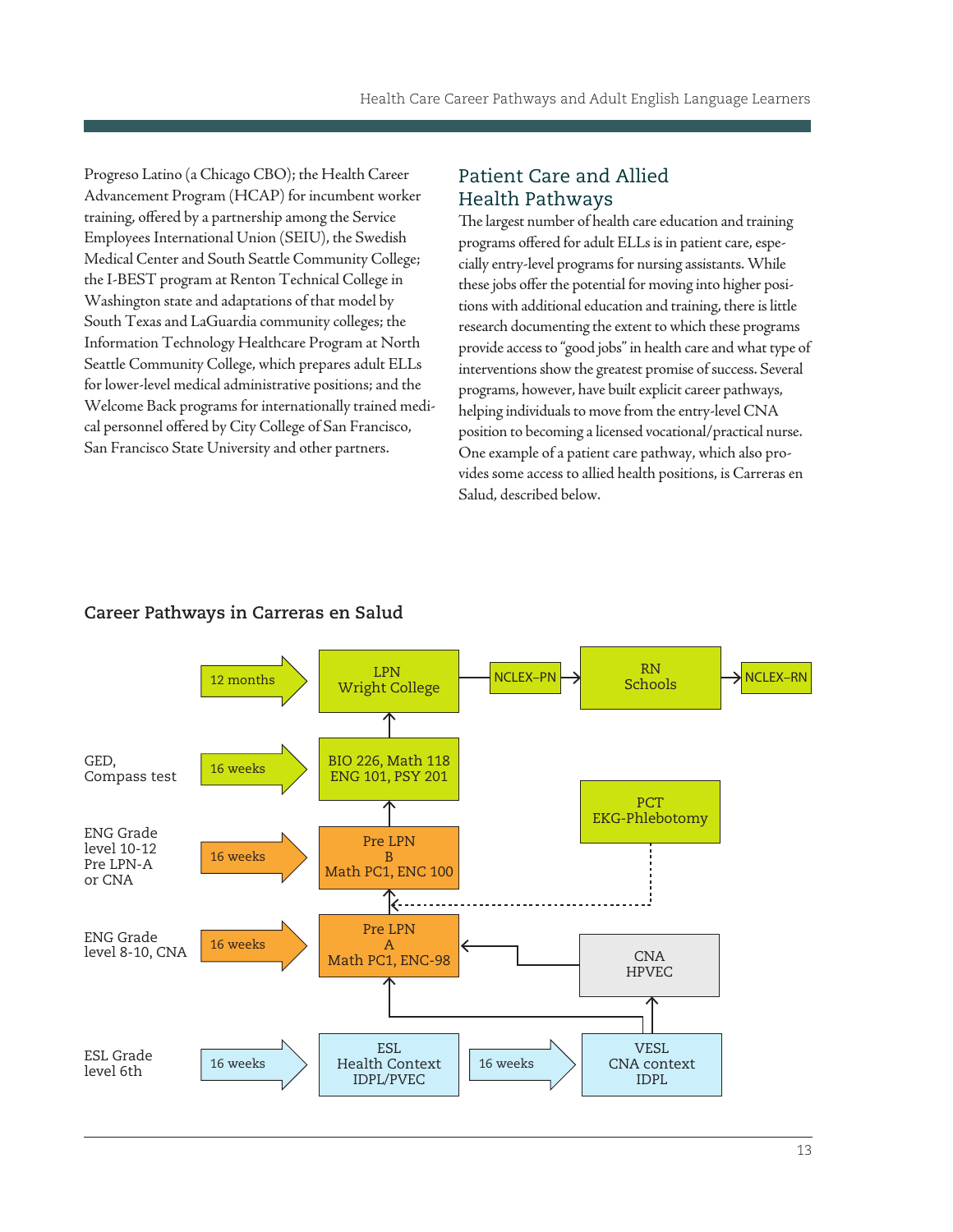Progreso Latino (a Chicago CBO); the Health Career Advancement Program (HCAP) for incumbent worker training, offered by a partnership among the Service Employees International Union (SEIU), the Swedish Medical Center and South Seattle Community College; the I-BEST program at Renton Technical College in Washington state and adaptations of that model by South Texas and LaGuardia community colleges; the Information Technology Healthcare Program at North Seattle Community College, which prepares adult ELLs for lower-level medical administrative positions; and the Welcome Back programs for internationally trained medical personnel offered by City College of San Francisco, San Francisco State University and other partners.

## Patient Care and Allied Health Pathways

The largest number of health care education and training programs offered for adult ELLs is in patient care, especially entry-level programs for nursing assistants. While these jobs offer the potential for moving into higher positions with additional education and training, there is little research documenting the extent to which these programs provide access to "good jobs" in health care and what type of interventions show the greatest promise of success. Several programs, however, have built explicit career pathways, helping individuals to move from the entry-level CNA position to becoming a licensed vocational/practical nurse. One example of a patient care pathway, which also provides some access to allied health positions, is Carreras en Salud, described below.

### Career Pathways in Carreras en Salud

| Entry requirement | Duration | Program | Next steps |
|---|---|---|---|
| | 12 months | LPN Wright College | NCLEX–PN → RN Schools → NCLEX–RN |
| GED, Compass test | 16 weeks | BIO 226, Math 118 ENG 101, PSY 201 | → LPN Wright College |
| ENG Grade level 10-12 Pre LPN-A or CNA | 16 weeks | Pre LPN B Math PC1, ENC 100 | → BIO 226, Math 118 ENG 101, PSY 201 |
| ENG Grade level 8-10, CNA | 16 weeks | Pre LPN A Math PC1, ENC-98 | → Pre LPN B (also PCT EKG-Phlebotomy) |
| | | CNA HPVEC | → Pre LPN A |
| ESL Grade level 6th | 16 weeks | ESL Health Context IDPL/PVEC | → Pre LPN A; 16 weeks → VESL CNA context IDPL |
| | | VESL CNA context IDPL | → CNA HPVEC; → Pre LPN A |
| | | PCT EKG-Phlebotomy | ⇢ Pre LPN B |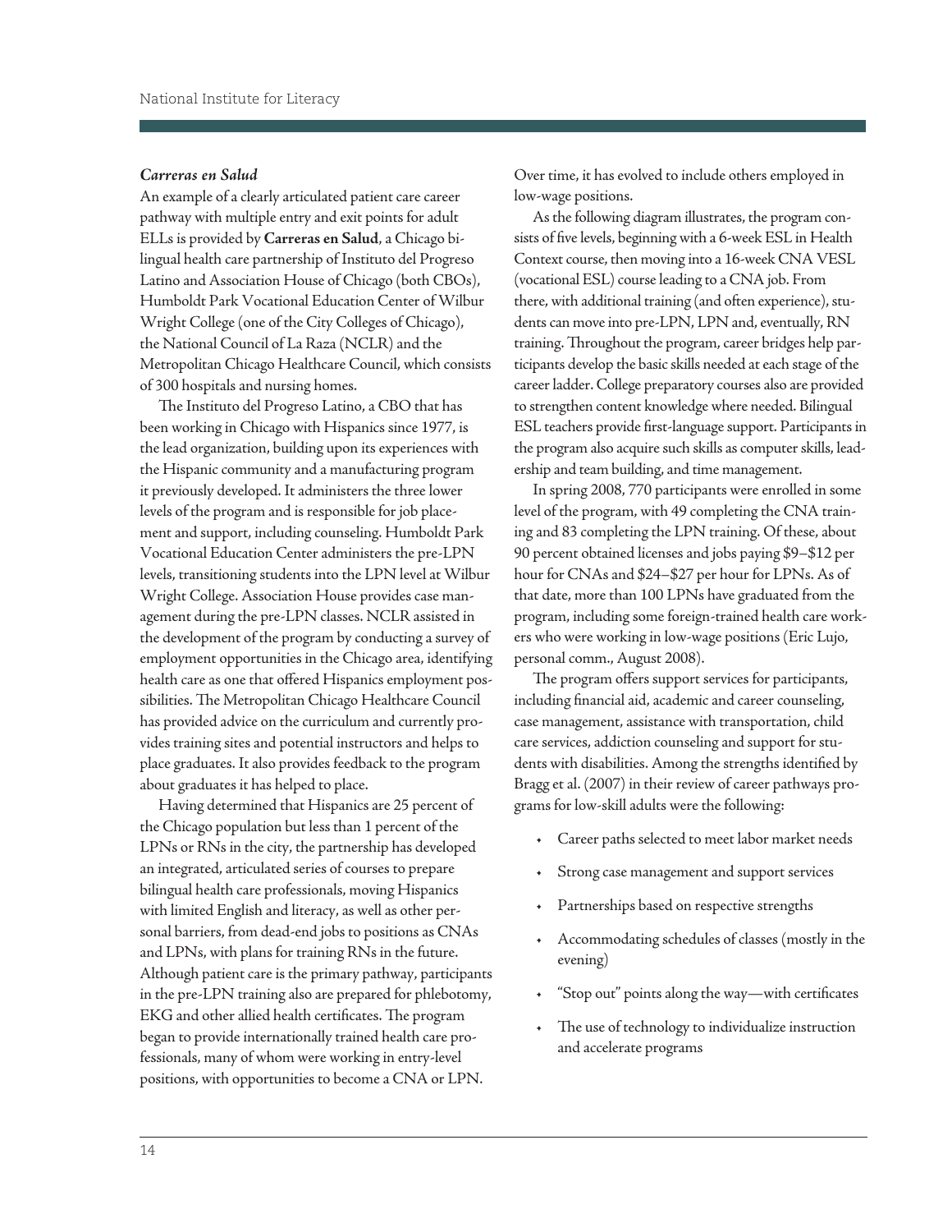### *Carreras en Salud*

An example of a clearly articulated patient care career pathway with multiple entry and exit points for adult ELLs is provided by **Carreras en Salud**, a Chicago bilingual health care partnership of Instituto del Progreso Latino and Association House of Chicago (both CBOs), Humboldt Park Vocational Education Center of Wilbur Wright College (one of the City Colleges of Chicago), the National Council of La Raza (NCLR) and the Metropolitan Chicago Healthcare Council, which consists of 300 hospitals and nursing homes.

The Instituto del Progreso Latino, a CBO that has been working in Chicago with Hispanics since 1977, is the lead organization, building upon its experiences with the Hispanic community and a manufacturing program it previously developed. It administers the three lower levels of the program and is responsible for job placement and support, including counseling. Humboldt Park Vocational Education Center administers the pre-LPN levels, transitioning students into the LPN level at Wilbur Wright College. Association House provides case management during the pre-LPN classes. NCLR assisted in the development of the program by conducting a survey of employment opportunities in the Chicago area, identifying health care as one that offered Hispanics employment possibilities. The Metropolitan Chicago Healthcare Council has provided advice on the curriculum and currently provides training sites and potential instructors and helps to place graduates. It also provides feedback to the program about graduates it has helped to place.

Having determined that Hispanics are 25 percent of the Chicago population but less than 1 percent of the LPNs or RNs in the city, the partnership has developed an integrated, articulated series of courses to prepare bilingual health care professionals, moving Hispanics with limited English and literacy, as well as other personal barriers, from dead-end jobs to positions as CNAs and LPNs, with plans for training RNs in the future. Although patient care is the primary pathway, participants in the pre-LPN training also are prepared for phlebotomy, EKG and other allied health certificates. The program began to provide internationally trained health care professionals, many of whom were working in entry-level positions, with opportunities to become a CNA or LPN. Over time, it has evolved to include others employed in low-wage positions.

As the following diagram illustrates, the program consists of five levels, beginning with a 6-week ESL in Health Context course, then moving into a 16-week CNA VESL (vocational ESL) course leading to a CNA job. From there, with additional training (and often experience), students can move into pre-LPN, LPN and, eventually, RN training. Throughout the program, career bridges help participants develop the basic skills needed at each stage of the career ladder. College preparatory courses also are provided to strengthen content knowledge where needed. Bilingual ESL teachers provide first-language support. Participants in the program also acquire such skills as computer skills, leadership and team building, and time management.

In spring 2008, 770 participants were enrolled in some level of the program, with 49 completing the CNA training and 83 completing the LPN training. Of these, about 90 percent obtained licenses and jobs paying $9–$12 per hour for CNAs and $24–$27 per hour for LPNs. As of that date, more than 100 LPNs have graduated from the program, including some foreign-trained health care workers who were working in low-wage positions (Eric Lujo, personal comm., August 2008).

The program offers support services for participants, including financial aid, academic and career counseling, case management, assistance with transportation, child care services, addiction counseling and support for students with disabilities. Among the strengths identified by Bragg et al. (2007) in their review of career pathways programs for low-skill adults were the following:

- Career paths selected to meet labor market needs
- Strong case management and support services
- Partnerships based on respective strengths
- Accommodating schedules of classes (mostly in the evening)
- "Stop out" points along the way—with certificates
- The use of technology to individualize instruction and accelerate programs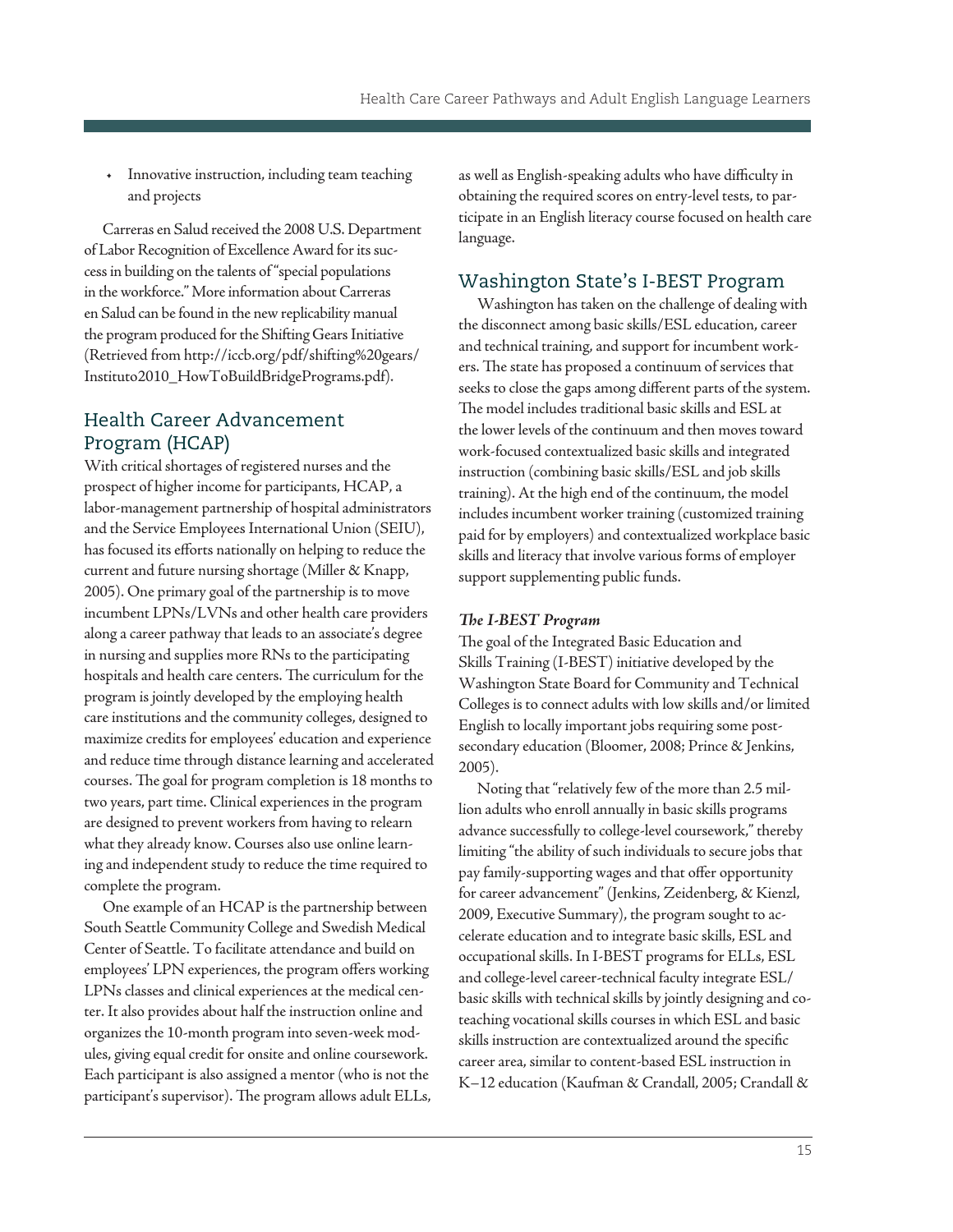- Innovative instruction, including team teaching and projects

Carreras en Salud received the 2008 U.S. Department of Labor Recognition of Excellence Award for its success in building on the talents of "special populations in the workforce." More information about Carreras en Salud can be found in the new replicability manual the program produced for the Shifting Gears Initiative (Retrieved from http://iccb.org/pdf/shifting%20gears/Instituto2010_HowToBuildBridgePrograms.pdf).

## Health Career Advancement Program (HCAP)

With critical shortages of registered nurses and the prospect of higher income for participants, HCAP, a labor-management partnership of hospital administrators and the Service Employees International Union (SEIU), has focused its efforts nationally on helping to reduce the current and future nursing shortage (Miller & Knapp, 2005). One primary goal of the partnership is to move incumbent LPNs/LVNs and other health care providers along a career pathway that leads to an associate's degree in nursing and supplies more RNs to the participating hospitals and health care centers. The curriculum for the program is jointly developed by the employing health care institutions and the community colleges, designed to maximize credits for employees' education and experience and reduce time through distance learning and accelerated courses. The goal for program completion is 18 months to two years, part time. Clinical experiences in the program are designed to prevent workers from having to relearn what they already know. Courses also use online learning and independent study to reduce the time required to complete the program.

One example of an HCAP is the partnership between South Seattle Community College and Swedish Medical Center of Seattle. To facilitate attendance and build on employees' LPN experiences, the program offers working LPNs classes and clinical experiences at the medical center. It also provides about half the instruction online and organizes the 10-month program into seven-week modules, giving equal credit for onsite and online coursework. Each participant is also assigned a mentor (who is not the participant's supervisor). The program allows adult ELLs, as well as English-speaking adults who have difficulty in obtaining the required scores on entry-level tests, to participate in an English literacy course focused on health care language.

## Washington State's I-BEST Program

Washington has taken on the challenge of dealing with the disconnect among basic skills/ESL education, career and technical training, and support for incumbent workers. The state has proposed a continuum of services that seeks to close the gaps among different parts of the system. The model includes traditional basic skills and ESL at the lower levels of the continuum and then moves toward work-focused contextualized basic skills and integrated instruction (combining basic skills/ESL and job skills training). At the high end of the continuum, the model includes incumbent worker training (customized training paid for by employers) and contextualized workplace basic skills and literacy that involve various forms of employer support supplementing public funds.

### *The I-BEST Program*

The goal of the Integrated Basic Education and Skills Training (I-BEST) initiative developed by the Washington State Board for Community and Technical Colleges is to connect adults with low skills and/or limited English to locally important jobs requiring some postsecondary education (Bloomer, 2008; Prince & Jenkins, 2005).

Noting that "relatively few of the more than 2.5 million adults who enroll annually in basic skills programs advance successfully to college-level coursework," thereby limiting "the ability of such individuals to secure jobs that pay family-supporting wages and that offer opportunity for career advancement" (Jenkins, Zeidenberg, & Kienzl, 2009, Executive Summary), the program sought to accelerate education and to integrate basic skills, ESL and occupational skills. In I-BEST programs for ELLs, ESL and college-level career-technical faculty integrate ESL/basic skills with technical skills by jointly designing and co-teaching vocational skills courses in which ESL and basic skills instruction are contextualized around the specific career area, similar to content-based ESL instruction in K–12 education (Kaufman & Crandall, 2005; Crandall &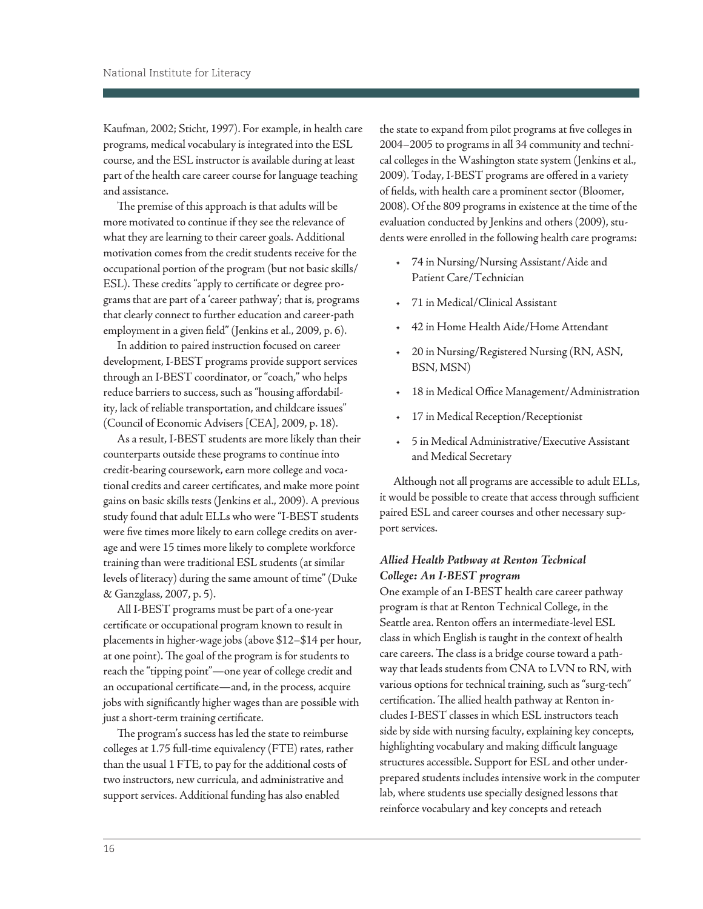Kaufman, 2002; Sticht, 1997). For example, in health care programs, medical vocabulary is integrated into the ESL course, and the ESL instructor is available during at least part of the health care career course for language teaching and assistance.

The premise of this approach is that adults will be more motivated to continue if they see the relevance of what they are learning to their career goals. Additional motivation comes from the credit students receive for the occupational portion of the program (but not basic skills/ESL). These credits "apply to certificate or degree programs that are part of a 'career pathway'; that is, programs that clearly connect to further education and career-path employment in a given field" (Jenkins et al., 2009, p. 6).

In addition to paired instruction focused on career development, I-BEST programs provide support services through an I-BEST coordinator, or "coach," who helps reduce barriers to success, such as "housing affordability, lack of reliable transportation, and childcare issues" (Council of Economic Advisers [CEA], 2009, p. 18).

As a result, I-BEST students are more likely than their counterparts outside these programs to continue into credit-bearing coursework, earn more college and vocational credits and career certificates, and make more point gains on basic skills tests (Jenkins et al., 2009). A previous study found that adult ELLs who were "I-BEST students were five times more likely to earn college credits on average and were 15 times more likely to complete workforce training than were traditional ESL students (at similar levels of literacy) during the same amount of time" (Duke & Ganzglass, 2007, p. 5).

All I-BEST programs must be part of a one-year certificate or occupational program known to result in placements in higher-wage jobs (above $12–$14 per hour, at one point). The goal of the program is for students to reach the "tipping point"—one year of college credit and an occupational certificate—and, in the process, acquire jobs with significantly higher wages than are possible with just a short-term training certificate.

The program's success has led the state to reimburse colleges at 1.75 full-time equivalency (FTE) rates, rather than the usual 1 FTE, to pay for the additional costs of two instructors, new curricula, and administrative and support services. Additional funding has also enabled the state to expand from pilot programs at five colleges in 2004–2005 to programs in all 34 community and technical colleges in the Washington state system (Jenkins et al., 2009). Today, I-BEST programs are offered in a variety of fields, with health care a prominent sector (Bloomer, 2008). Of the 809 programs in existence at the time of the evaluation conducted by Jenkins and others (2009), students were enrolled in the following health care programs:

- 74 in Nursing/Nursing Assistant/Aide and Patient Care/Technician
- 71 in Medical/Clinical Assistant
- 42 in Home Health Aide/Home Attendant
- 20 in Nursing/Registered Nursing (RN, ASN, BSN, MSN)
- 18 in Medical Office Management/Administration
- 17 in Medical Reception/Receptionist
- 5 in Medical Administrative/Executive Assistant and Medical Secretary

Although not all programs are accessible to adult ELLs, it would be possible to create that access through sufficient paired ESL and career courses and other necessary support services.

### *Allied Health Pathway at Renton Technical College: An I-BEST program*

One example of an I-BEST health care career pathway program is that at Renton Technical College, in the Seattle area. Renton offers an intermediate-level ESL class in which English is taught in the context of health care careers. The class is a bridge course toward a pathway that leads students from CNA to LVN to RN, with various options for technical training, such as "surg-tech" certification. The allied health pathway at Renton includes I-BEST classes in which ESL instructors teach side by side with nursing faculty, explaining key concepts, highlighting vocabulary and making difficult language structures accessible. Support for ESL and other underprepared students includes intensive work in the computer lab, where students use specially designed lessons that reinforce vocabulary and key concepts and reteach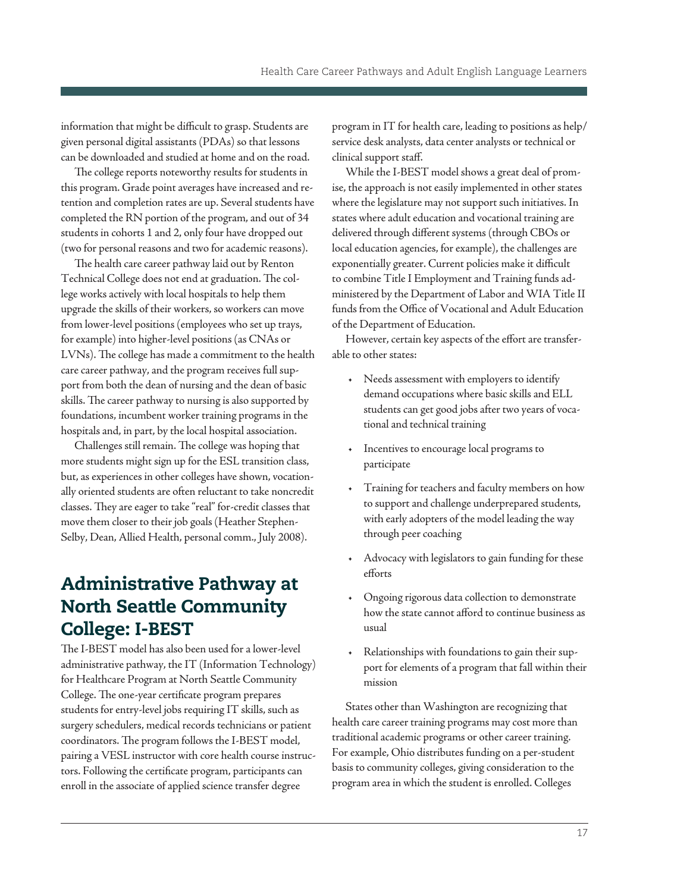information that might be difficult to grasp. Students are given personal digital assistants (PDAs) so that lessons can be downloaded and studied at home and on the road.

The college reports noteworthy results for students in this program. Grade point averages have increased and retention and completion rates are up. Several students have completed the RN portion of the program, and out of 34 students in cohorts 1 and 2, only four have dropped out (two for personal reasons and two for academic reasons).

The health care career pathway laid out by Renton Technical College does not end at graduation. The college works actively with local hospitals to help them upgrade the skills of their workers, so workers can move from lower-level positions (employees who set up trays, for example) into higher-level positions (as CNAs or LVNs). The college has made a commitment to the health care career pathway, and the program receives full support from both the dean of nursing and the dean of basic skills. The career pathway to nursing is also supported by foundations, incumbent worker training programs in the hospitals and, in part, by the local hospital association.

Challenges still remain. The college was hoping that more students might sign up for the ESL transition class, but, as experiences in other colleges have shown, vocationally oriented students are often reluctant to take noncredit classes. They are eager to take "real" for-credit classes that move them closer to their job goals (Heather Stephen-Selby, Dean, Allied Health, personal comm., July 2008).

## Administrative Pathway at North Seattle Community College: I-BEST

The I-BEST model has also been used for a lower-level administrative pathway, the IT (Information Technology) for Healthcare Program at North Seattle Community College. The one-year certificate program prepares students for entry-level jobs requiring IT skills, such as surgery schedulers, medical records technicians or patient coordinators. The program follows the I-BEST model, pairing a VESL instructor with core health course instructors. Following the certificate program, participants can enroll in the associate of applied science transfer degree program in IT for health care, leading to positions as help/service desk analysts, data center analysts or technical or clinical support staff.

While the I-BEST model shows a great deal of promise, the approach is not easily implemented in other states where the legislature may not support such initiatives. In states where adult education and vocational training are delivered through different systems (through CBOs or local education agencies, for example), the challenges are exponentially greater. Current policies make it difficult to combine Title I Employment and Training funds administered by the Department of Labor and WIA Title II funds from the Office of Vocational and Adult Education of the Department of Education.

However, certain key aspects of the effort are transferable to other states:

- Needs assessment with employers to identify demand occupations where basic skills and ELL students can get good jobs after two years of vocational and technical training
- Incentives to encourage local programs to participate
- Training for teachers and faculty members on how to support and challenge underprepared students, with early adopters of the model leading the way through peer coaching
- Advocacy with legislators to gain funding for these efforts
- Ongoing rigorous data collection to demonstrate how the state cannot afford to continue business as usual
- Relationships with foundations to gain their support for elements of a program that fall within their mission

States other than Washington are recognizing that health care career training programs may cost more than traditional academic programs or other career training. For example, Ohio distributes funding on a per-student basis to community colleges, giving consideration to the program area in which the student is enrolled. Colleges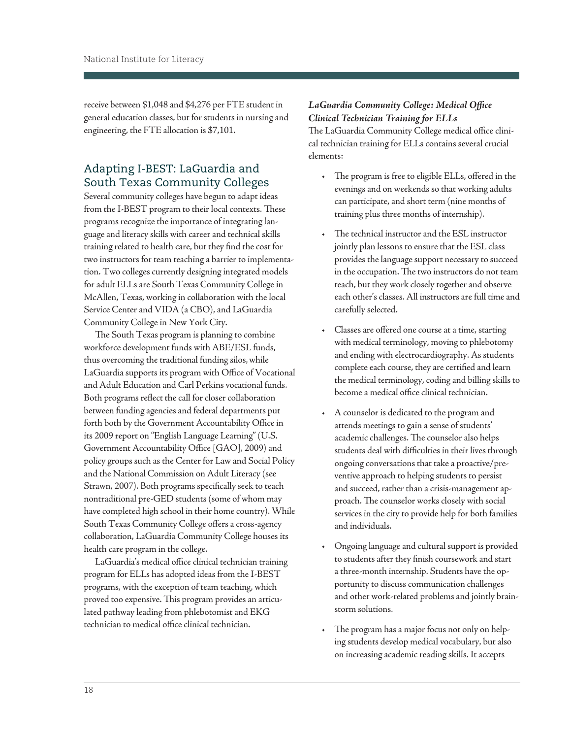receive between $1,048 and $4,276 per FTE student in general education classes, but for students in nursing and engineering, the FTE allocation is $7,101.

## Adapting I-BEST: LaGuardia and South Texas Community Colleges

Several community colleges have begun to adapt ideas from the I-BEST program to their local contexts. These programs recognize the importance of integrating language and literacy skills with career and technical skills training related to health care, but they find the cost for two instructors for team teaching a barrier to implementation. Two colleges currently designing integrated models for adult ELLs are South Texas Community College in McAllen, Texas, working in collaboration with the local Service Center and VIDA (a CBO), and LaGuardia Community College in New York City.

The South Texas program is planning to combine workforce development funds with ABE/ESL funds, thus overcoming the traditional funding silos, while LaGuardia supports its program with Office of Vocational and Adult Education and Carl Perkins vocational funds. Both programs reflect the call for closer collaboration between funding agencies and federal departments put forth both by the Government Accountability Office in its 2009 report on "English Language Learning" (U.S. Government Accountability Office [GAO], 2009) and policy groups such as the Center for Law and Social Policy and the National Commission on Adult Literacy (see Strawn, 2007). Both programs specifically seek to teach nontraditional pre-GED students (some of whom may have completed high school in their home country). While South Texas Community College offers a cross-agency collaboration, LaGuardia Community College houses its health care program in the college.

LaGuardia's medical office clinical technician training program for ELLs has adopted ideas from the I-BEST programs, with the exception of team teaching, which proved too expensive. This program provides an articulated pathway leading from phlebotomist and EKG technician to medical office clinical technician.

### *LaGuardia Community College: Medical Office Clinical Technician Training for ELLs*

The LaGuardia Community College medical office clinical technician training for ELLs contains several crucial elements:

- The program is free to eligible ELLs, offered in the evenings and on weekends so that working adults can participate, and short term (nine months of training plus three months of internship).
- The technical instructor and the ESL instructor jointly plan lessons to ensure that the ESL class provides the language support necessary to succeed in the occupation. The two instructors do not team teach, but they work closely together and observe each other's classes. All instructors are full time and carefully selected.
- Classes are offered one course at a time, starting with medical terminology, moving to phlebotomy and ending with electrocardiography. As students complete each course, they are certified and learn the medical terminology, coding and billing skills to become a medical office clinical technician.
- A counselor is dedicated to the program and attends meetings to gain a sense of students' academic challenges. The counselor also helps students deal with difficulties in their lives through ongoing conversations that take a proactive/preventive approach to helping students to persist and succeed, rather than a crisis-management approach. The counselor works closely with social services in the city to provide help for both families and individuals.
- Ongoing language and cultural support is provided to students after they finish coursework and start a three-month internship. Students have the opportunity to discuss communication challenges and other work-related problems and jointly brainstorm solutions.
- The program has a major focus not only on helping students develop medical vocabulary, but also on increasing academic reading skills. It accepts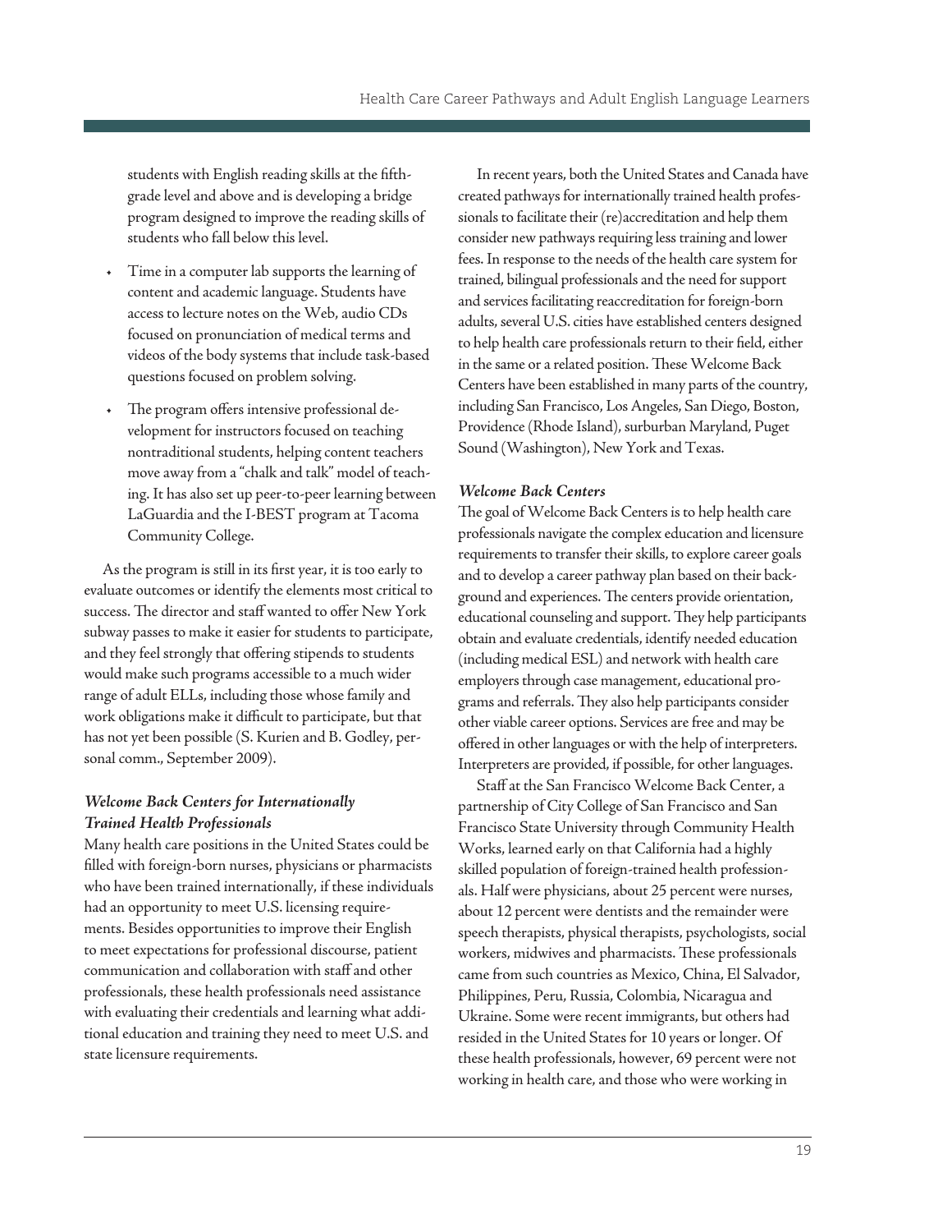students with English reading skills at the fifth-grade level and above and is developing a bridge program designed to improve the reading skills of students who fall below this level.

- Time in a computer lab supports the learning of content and academic language. Students have access to lecture notes on the Web, audio CDs focused on pronunciation of medical terms and videos of the body systems that include task-based questions focused on problem solving.
- The program offers intensive professional development for instructors focused on teaching nontraditional students, helping content teachers move away from a "chalk and talk" model of teaching. It has also set up peer-to-peer learning between LaGuardia and the I-BEST program at Tacoma Community College.

As the program is still in its first year, it is too early to evaluate outcomes or identify the elements most critical to success. The director and staff wanted to offer New York subway passes to make it easier for students to participate, and they feel strongly that offering stipends to students would make such programs accessible to a much wider range of adult ELLs, including those whose family and work obligations make it difficult to participate, but that has not yet been possible (S. Kurien and B. Godley, personal comm., September 2009).

### *Welcome Back Centers for Internationally Trained Health Professionals*

Many health care positions in the United States could be filled with foreign-born nurses, physicians or pharmacists who have been trained internationally, if these individuals had an opportunity to meet U.S. licensing requirements. Besides opportunities to improve their English to meet expectations for professional discourse, patient communication and collaboration with staff and other professionals, these health professionals need assistance with evaluating their credentials and learning what additional education and training they need to meet U.S. and state licensure requirements.

In recent years, both the United States and Canada have created pathways for internationally trained health professionals to facilitate their (re)accreditation and help them consider new pathways requiring less training and lower fees. In response to the needs of the health care system for trained, bilingual professionals and the need for support and services facilitating reaccreditation for foreign-born adults, several U.S. cities have established centers designed to help health care professionals return to their field, either in the same or a related position. These Welcome Back Centers have been established in many parts of the country, including San Francisco, Los Angeles, San Diego, Boston, Providence (Rhode Island), surburban Maryland, Puget Sound (Washington), New York and Texas.

### *Welcome Back Centers*

The goal of Welcome Back Centers is to help health care professionals navigate the complex education and licensure requirements to transfer their skills, to explore career goals and to develop a career pathway plan based on their background and experiences. The centers provide orientation, educational counseling and support. They help participants obtain and evaluate credentials, identify needed education (including medical ESL) and network with health care employers through case management, educational programs and referrals. They also help participants consider other viable career options. Services are free and may be offered in other languages or with the help of interpreters. Interpreters are provided, if possible, for other languages.

Staff at the San Francisco Welcome Back Center, a partnership of City College of San Francisco and San Francisco State University through Community Health Works, learned early on that California had a highly skilled population of foreign-trained health professionals. Half were physicians, about 25 percent were nurses, about 12 percent were dentists and the remainder were speech therapists, physical therapists, psychologists, social workers, midwives and pharmacists. These professionals came from such countries as Mexico, China, El Salvador, Philippines, Peru, Russia, Colombia, Nicaragua and Ukraine. Some were recent immigrants, but others had resided in the United States for 10 years or longer. Of these health professionals, however, 69 percent were not working in health care, and those who were working in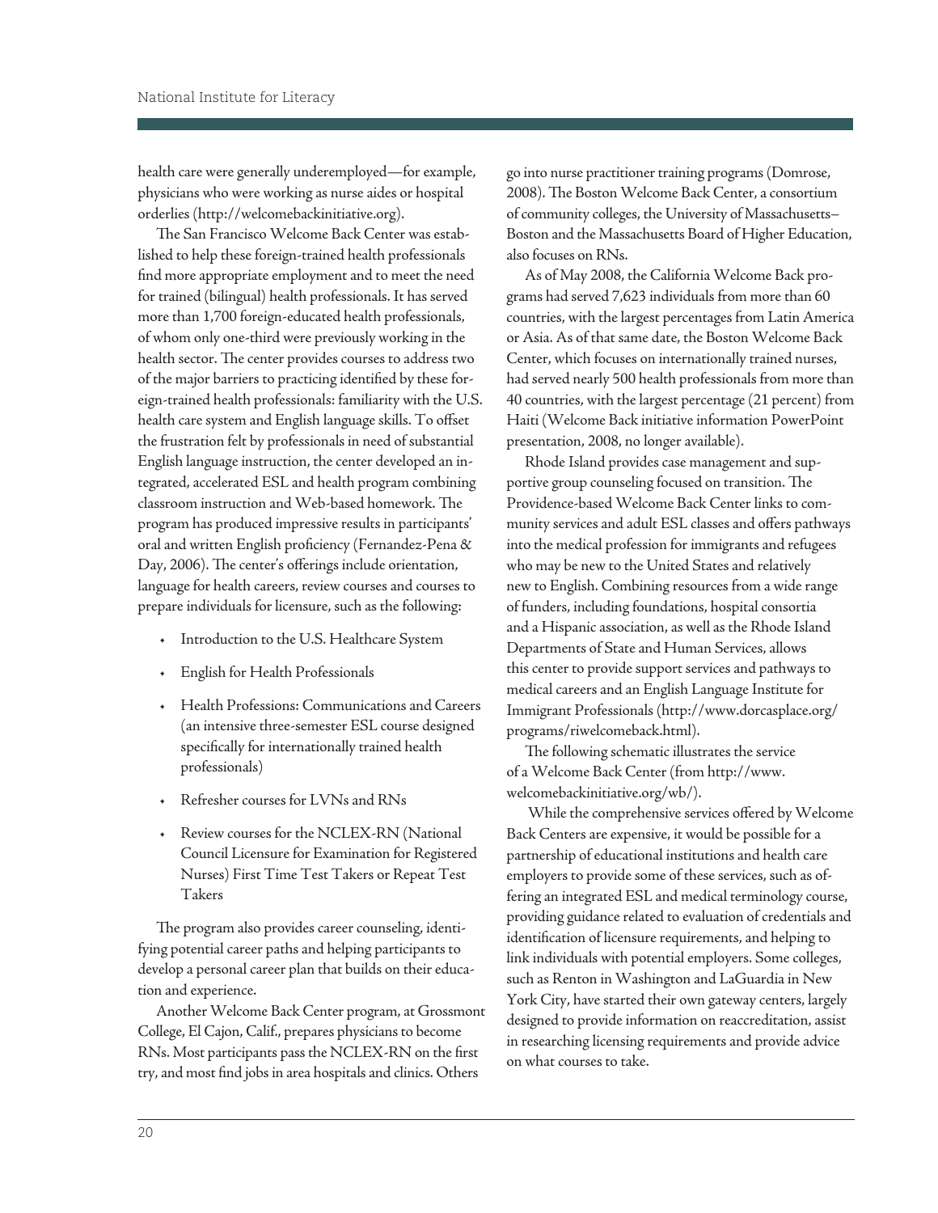health care were generally underemployed—for example, physicians who were working as nurse aides or hospital orderlies (http://welcomebackinitiative.org).

The San Francisco Welcome Back Center was established to help these foreign-trained health professionals find more appropriate employment and to meet the need for trained (bilingual) health professionals. It has served more than 1,700 foreign-educated health professionals, of whom only one-third were previously working in the health sector. The center provides courses to address two of the major barriers to practicing identified by these foreign-trained health professionals: familiarity with the U.S. health care system and English language skills. To offset the frustration felt by professionals in need of substantial English language instruction, the center developed an integrated, accelerated ESL and health program combining classroom instruction and Web-based homework. The program has produced impressive results in participants' oral and written English proficiency (Fernandez-Pena & Day, 2006). The center's offerings include orientation, language for health careers, review courses and courses to prepare individuals for licensure, such as the following:

- Introduction to the U.S. Healthcare System
- English for Health Professionals
- Health Professions: Communications and Careers (an intensive three-semester ESL course designed specifically for internationally trained health professionals)
- Refresher courses for LVNs and RNs
- Review courses for the NCLEX-RN (National Council Licensure for Examination for Registered Nurses) First Time Test Takers or Repeat Test Takers

The program also provides career counseling, identifying potential career paths and helping participants to develop a personal career plan that builds on their education and experience.

Another Welcome Back Center program, at Grossmont College, El Cajon, Calif., prepares physicians to become RNs. Most participants pass the NCLEX-RN on the first try, and most find jobs in area hospitals and clinics. Others go into nurse practitioner training programs (Domrose, 2008). The Boston Welcome Back Center, a consortium of community colleges, the University of Massachusetts–Boston and the Massachusetts Board of Higher Education, also focuses on RNs.

As of May 2008, the California Welcome Back programs had served 7,623 individuals from more than 60 countries, with the largest percentages from Latin America or Asia. As of that same date, the Boston Welcome Back Center, which focuses on internationally trained nurses, had served nearly 500 health professionals from more than 40 countries, with the largest percentage (21 percent) from Haiti (Welcome Back initiative information PowerPoint presentation, 2008, no longer available).

Rhode Island provides case management and supportive group counseling focused on transition. The Providence-based Welcome Back Center links to community services and adult ESL classes and offers pathways into the medical profession for immigrants and refugees who may be new to the United States and relatively new to English. Combining resources from a wide range of funders, including foundations, hospital consortia and a Hispanic association, as well as the Rhode Island Departments of State and Human Services, allows this center to provide support services and pathways to medical careers and an English Language Institute for Immigrant Professionals (http://www.dorcasplace.org/programs/riwelcomeback.html).

The following schematic illustrates the service of a Welcome Back Center (from http://www.welcomebackinitiative.org/wb/).

While the comprehensive services offered by Welcome Back Centers are expensive, it would be possible for a partnership of educational institutions and health care employers to provide some of these services, such as offering an integrated ESL and medical terminology course, providing guidance related to evaluation of credentials and identification of licensure requirements, and helping to link individuals with potential employers. Some colleges, such as Renton in Washington and LaGuardia in New York City, have started their own gateway centers, largely designed to provide information on reaccreditation, assist in researching licensing requirements and provide advice on what courses to take.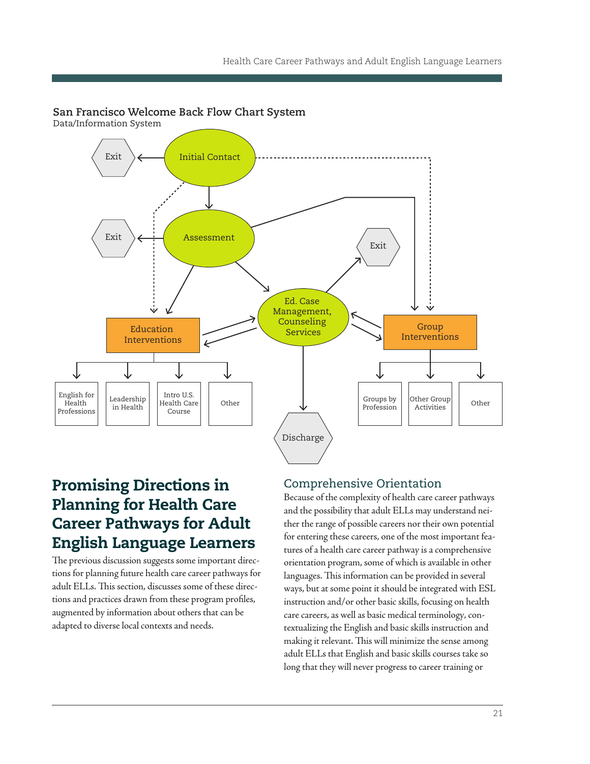**San Francisco Welcome Back Flow Chart System**
Data/Information System

Initial Contact → Exit
Initial Contact → Assessment
Initial Contact → Education Interventions
Initial Contact → Group Interventions
Assessment → Exit
Assessment → Education Interventions
Assessment → Ed. Case Management, Counseling Services
Assessment → Group Interventions
Ed. Case Management, Counseling Services → Exit
Ed. Case Management, Counseling Services ↔ Education Interventions
Ed. Case Management, Counseling Services ↔ Group Interventions
Ed. Case Management, Counseling Services → Discharge

Education Interventions:
- English for Health Professions
- Leadership in Health
- Intro U.S. Health Care Course
- Other

Group Interventions:
- Groups by Profession
- Other Group Activities
- Other

# Promising Directions in Planning for Health Care Career Pathways for Adult English Language Learners

The previous discussion suggests some important directions for planning future health care career pathways for adult ELLs. This section, discusses some of these directions and practices drawn from these program profiles, augmented by information about others that can be adapted to diverse local contexts and needs.

## Comprehensive Orientation

Because of the complexity of health care career pathways and the possibility that adult ELLs may understand neither the range of possible careers nor their own potential for entering these careers, one of the most important features of a health care career pathway is a comprehensive orientation program, some of which is available in other languages. This information can be provided in several ways, but at some point it should be integrated with ESL instruction and/or other basic skills, focusing on health care careers, as well as basic medical terminology, contextualizing the English and basic skills instruction and making it relevant. This will minimize the sense among adult ELLs that English and basic skills courses take so long that they will never progress to career training or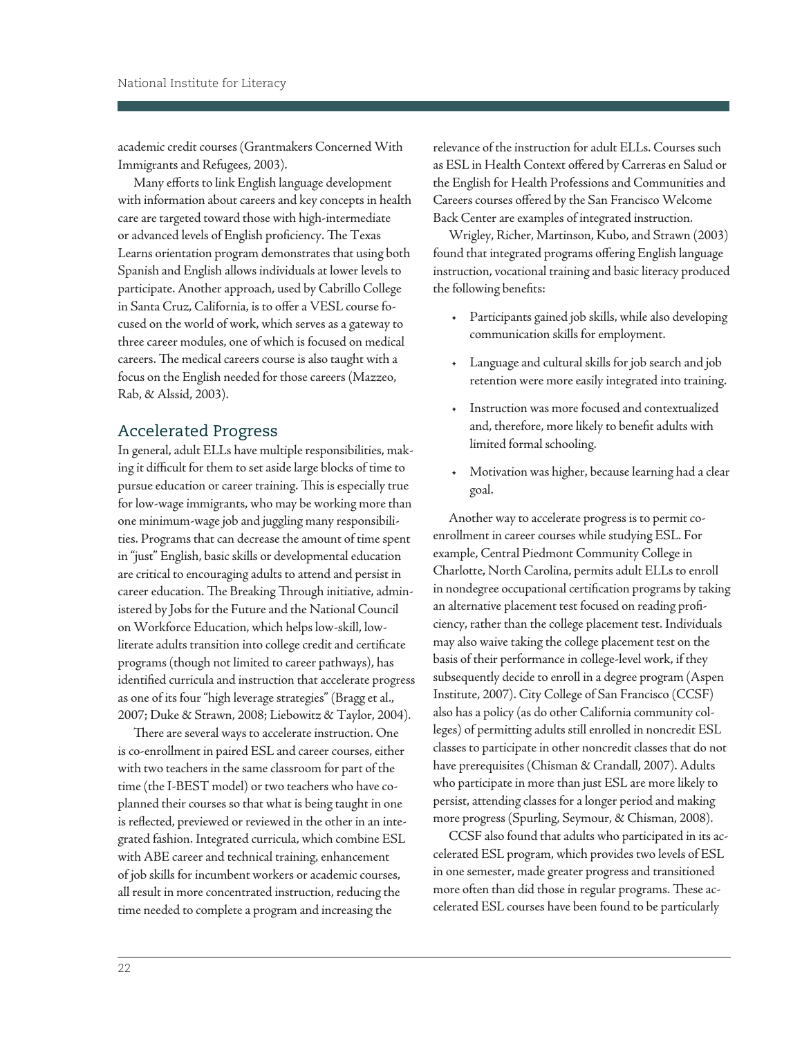academic credit courses (Grantmakers Concerned With Immigrants and Refugees, 2003).

Many efforts to link English language development with information about careers and key concepts in health care are targeted toward those with high-intermediate or advanced levels of English proficiency. The Texas Learns orientation program demonstrates that using both Spanish and English allows individuals at lower levels to participate. Another approach, used by Cabrillo College in Santa Cruz, California, is to offer a VESL course focused on the world of work, which serves as a gateway to three career modules, one of which is focused on medical careers. The medical careers course is also taught with a focus on the English needed for those careers (Mazzeo, Rab, & Alssid, 2003).

## Accelerated Progress

In general, adult ELLs have multiple responsibilities, making it difficult for them to set aside large blocks of time to pursue education or career training. This is especially true for low-wage immigrants, who may be working more than one minimum-wage job and juggling many responsibilities. Programs that can decrease the amount of time spent in "just" English, basic skills or developmental education are critical to encouraging adults to attend and persist in career education. The Breaking Through initiative, administered by Jobs for the Future and the National Council on Workforce Education, which helps low-skill, low-literate adults transition into college credit and certificate programs (though not limited to career pathways), has identified curricula and instruction that accelerate progress as one of its four "high leverage strategies" (Bragg et al., 2007; Duke & Strawn, 2008; Liebowitz & Taylor, 2004).

There are several ways to accelerate instruction. One is co-enrollment in paired ESL and career courses, either with two teachers in the same classroom for part of the time (the I-BEST model) or two teachers who have co-planned their courses so that what is being taught in one is reflected, previewed or reviewed in the other in an integrated fashion. Integrated curricula, which combine ESL with ABE career and technical training, enhancement of job skills for incumbent workers or academic courses, all result in more concentrated instruction, reducing the time needed to complete a program and increasing the relevance of the instruction for adult ELLs. Courses such as ESL in Health Context offered by Carreras en Salud or the English for Health Professions and Communities and Careers courses offered by the San Francisco Welcome Back Center are examples of integrated instruction.

Wrigley, Richer, Martinson, Kubo, and Strawn (2003) found that integrated programs offering English language instruction, vocational training and basic literacy produced the following benefits:

- Participants gained job skills, while also developing communication skills for employment.
- Language and cultural skills for job search and job retention were more easily integrated into training.
- Instruction was more focused and contextualized and, therefore, more likely to benefit adults with limited formal schooling.
- Motivation was higher, because learning had a clear goal.

Another way to accelerate progress is to permit co-enrollment in career courses while studying ESL. For example, Central Piedmont Community College in Charlotte, North Carolina, permits adult ELLs to enroll in nondegree occupational certification programs by taking an alternative placement test focused on reading proficiency, rather than the college placement test. Individuals may also waive taking the college placement test on the basis of their performance in college-level work, if they subsequently decide to enroll in a degree program (Aspen Institute, 2007). City College of San Francisco (CCSF) also has a policy (as do other California community colleges) of permitting adults still enrolled in noncredit ESL classes to participate in other noncredit classes that do not have prerequisites (Chisman & Crandall, 2007). Adults who participate in more than just ESL are more likely to persist, attending classes for a longer period and making more progress (Spurling, Seymour, & Chisman, 2008).

CCSF also found that adults who participated in its accelerated ESL program, which provides two levels of ESL in one semester, made greater progress and transitioned more often than did those in regular programs. These accelerated ESL courses have been found to be particularly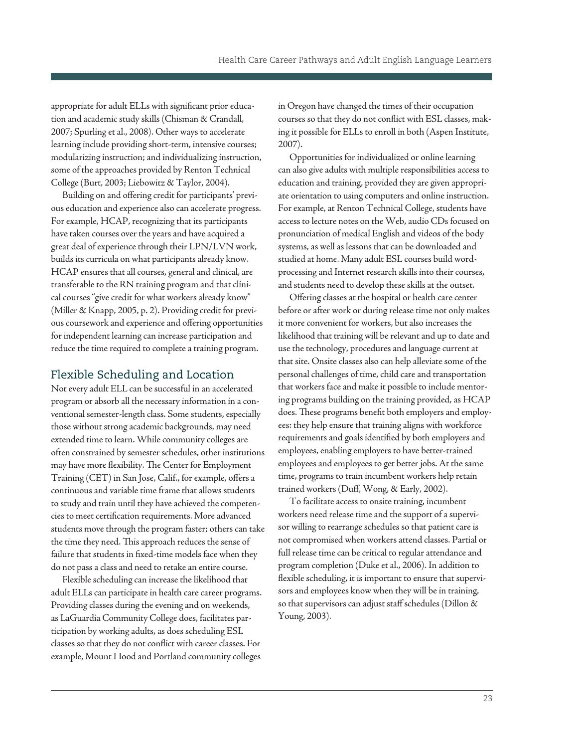appropriate for adult ELLs with significant prior education and academic study skills (Chisman & Crandall, 2007; Spurling et al., 2008). Other ways to accelerate learning include providing short-term, intensive courses; modularizing instruction; and individualizing instruction, some of the approaches provided by Renton Technical College (Burt, 2003; Liebowitz & Taylor, 2004).

Building on and offering credit for participants' previous education and experience also can accelerate progress. For example, HCAP, recognizing that its participants have taken courses over the years and have acquired a great deal of experience through their LPN/LVN work, builds its curricula on what participants already know. HCAP ensures that all courses, general and clinical, are transferable to the RN training program and that clinical courses "give credit for what workers already know" (Miller & Knapp, 2005, p. 2). Providing credit for previous coursework and experience and offering opportunities for independent learning can increase participation and reduce the time required to complete a training program.

## Flexible Scheduling and Location

Not every adult ELL can be successful in an accelerated program or absorb all the necessary information in a conventional semester-length class. Some students, especially those without strong academic backgrounds, may need extended time to learn. While community colleges are often constrained by semester schedules, other institutions may have more flexibility. The Center for Employment Training (CET) in San Jose, Calif., for example, offers a continuous and variable time frame that allows students to study and train until they have achieved the competencies to meet certification requirements. More advanced students move through the program faster; others can take the time they need. This approach reduces the sense of failure that students in fixed-time models face when they do not pass a class and need to retake an entire course.

Flexible scheduling can increase the likelihood that adult ELLs can participate in health care career programs. Providing classes during the evening and on weekends, as LaGuardia Community College does, facilitates participation by working adults, as does scheduling ESL classes so that they do not conflict with career classes. For example, Mount Hood and Portland community colleges in Oregon have changed the times of their occupation courses so that they do not conflict with ESL classes, making it possible for ELLs to enroll in both (Aspen Institute, 2007).

Opportunities for individualized or online learning can also give adults with multiple responsibilities access to education and training, provided they are given appropriate orientation to using computers and online instruction. For example, at Renton Technical College, students have access to lecture notes on the Web, audio CDs focused on pronunciation of medical English and videos of the body systems, as well as lessons that can be downloaded and studied at home. Many adult ESL courses build word-processing and Internet research skills into their courses, and students need to develop these skills at the outset.

Offering classes at the hospital or health care center before or after work or during release time not only makes it more convenient for workers, but also increases the likelihood that training will be relevant and up to date and use the technology, procedures and language current at that site. Onsite classes also can help alleviate some of the personal challenges of time, child care and transportation that workers face and make it possible to include mentoring programs building on the training provided, as HCAP does. These programs benefit both employers and employees: they help ensure that training aligns with workforce requirements and goals identified by both employers and employees, enabling employers to have better-trained employees and employees to get better jobs. At the same time, programs to train incumbent workers help retain trained workers (Duff, Wong, & Early, 2002).

To facilitate access to onsite training, incumbent workers need release time and the support of a supervisor willing to rearrange schedules so that patient care is not compromised when workers attend classes. Partial or full release time can be critical to regular attendance and program completion (Duke et al., 2006). In addition to flexible scheduling, it is important to ensure that supervisors and employees know when they will be in training, so that supervisors can adjust staff schedules (Dillon & Young, 2003).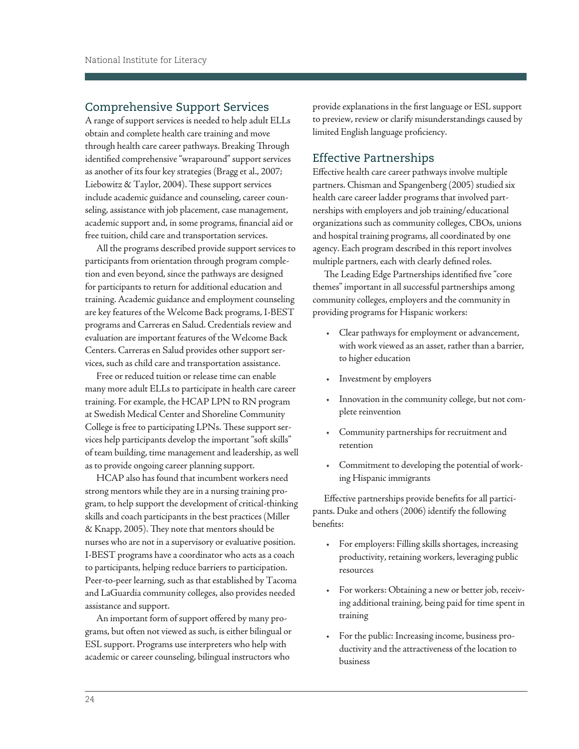## Comprehensive Support Services

A range of support services is needed to help adult ELLs obtain and complete health care training and move through health care career pathways. Breaking Through identified comprehensive "wraparound" support services as another of its four key strategies (Bragg et al., 2007; Liebowitz & Taylor, 2004). These support services include academic guidance and counseling, career counseling, assistance with job placement, case management, academic support and, in some programs, financial aid or free tuition, child care and transportation services.

All the programs described provide support services to participants from orientation through program completion and even beyond, since the pathways are designed for participants to return for additional education and training. Academic guidance and employment counseling are key features of the Welcome Back programs, I-BEST programs and Carreras en Salud. Credentials review and evaluation are important features of the Welcome Back Centers. Carreras en Salud provides other support services, such as child care and transportation assistance.

Free or reduced tuition or release time can enable many more adult ELLs to participate in health care career training. For example, the HCAP LPN to RN program at Swedish Medical Center and Shoreline Community College is free to participating LPNs. These support services help participants develop the important "soft skills" of team building, time management and leadership, as well as to provide ongoing career planning support.

HCAP also has found that incumbent workers need strong mentors while they are in a nursing training program, to help support the development of critical-thinking skills and coach participants in the best practices (Miller & Knapp, 2005). They note that mentors should be nurses who are not in a supervisory or evaluative position. I-BEST programs have a coordinator who acts as a coach to participants, helping reduce barriers to participation. Peer-to-peer learning, such as that established by Tacoma and LaGuardia community colleges, also provides needed assistance and support.

An important form of support offered by many programs, but often not viewed as such, is either bilingual or ESL support. Programs use interpreters who help with academic or career counseling, bilingual instructors who provide explanations in the first language or ESL support to preview, review or clarify misunderstandings caused by limited English language proficiency.

## Effective Partnerships

Effective health care career pathways involve multiple partners. Chisman and Spangenberg (2005) studied six health care career ladder programs that involved partnerships with employers and job training/educational organizations such as community colleges, CBOs, unions and hospital training programs, all coordinated by one agency. Each program described in this report involves multiple partners, each with clearly defined roles.

The Leading Edge Partnerships identified five "core themes" important in all successful partnerships among community colleges, employers and the community in providing programs for Hispanic workers:

- Clear pathways for employment or advancement, with work viewed as an asset, rather than a barrier, to higher education
- Investment by employers
- Innovation in the community college, but not complete reinvention
- Community partnerships for recruitment and retention
- Commitment to developing the potential of working Hispanic immigrants

Effective partnerships provide benefits for all participants. Duke and others (2006) identify the following benefits:

- For employers: Filling skills shortages, increasing productivity, retaining workers, leveraging public resources
- For workers: Obtaining a new or better job, receiving additional training, being paid for time spent in training
- For the public: Increasing income, business productivity and the attractiveness of the location to business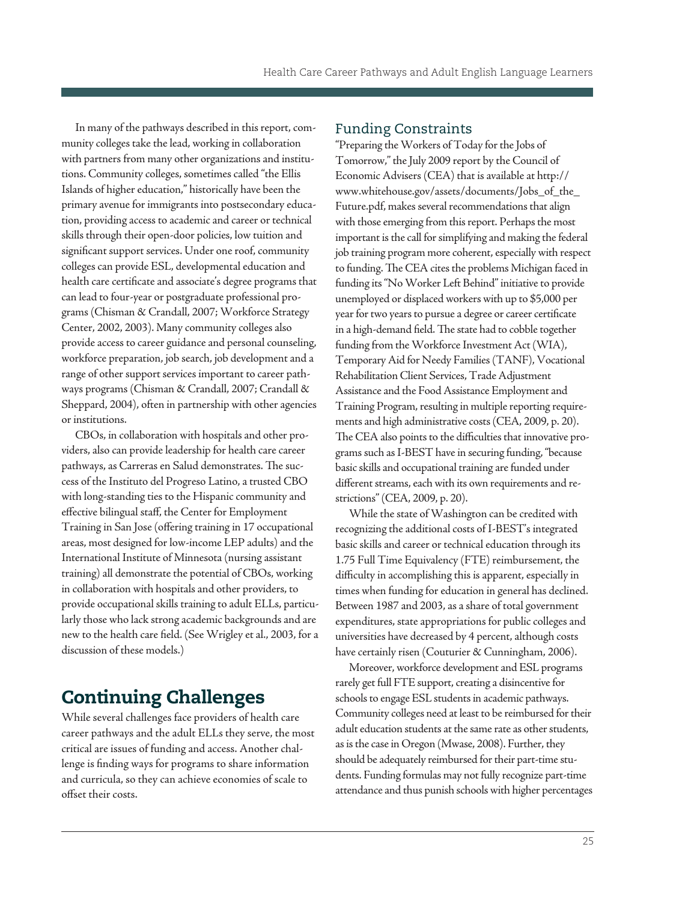In many of the pathways described in this report, community colleges take the lead, working in collaboration with partners from many other organizations and institutions. Community colleges, sometimes called "the Ellis Islands of higher education," historically have been the primary avenue for immigrants into postsecondary education, providing access to academic and career or technical skills through their open-door policies, low tuition and significant support services. Under one roof, community colleges can provide ESL, developmental education and health care certificate and associate's degree programs that can lead to four-year or postgraduate professional programs (Chisman & Crandall, 2007; Workforce Strategy Center, 2002, 2003). Many community colleges also provide access to career guidance and personal counseling, workforce preparation, job search, job development and a range of other support services important to career pathways programs (Chisman & Crandall, 2007; Crandall & Sheppard, 2004), often in partnership with other agencies or institutions.

CBOs, in collaboration with hospitals and other providers, also can provide leadership for health care career pathways, as Carreras en Salud demonstrates. The success of the Instituto del Progreso Latino, a trusted CBO with long-standing ties to the Hispanic community and effective bilingual staff, the Center for Employment Training in San Jose (offering training in 17 occupational areas, most designed for low-income LEP adults) and the International Institute of Minnesota (nursing assistant training) all demonstrate the potential of CBOs, working in collaboration with hospitals and other providers, to provide occupational skills training to adult ELLs, particularly those who lack strong academic backgrounds and are new to the health care field. (See Wrigley et al., 2003, for a discussion of these models.)

# Continuing Challenges

While several challenges face providers of health care career pathways and the adult ELLs they serve, the most critical are issues of funding and access. Another challenge is finding ways for programs to share information and curricula, so they can achieve economies of scale to offset their costs.

## Funding Constraints

"Preparing the Workers of Today for the Jobs of Tomorrow," the July 2009 report by the Council of Economic Advisers (CEA) that is available at http://www.whitehouse.gov/assets/documents/Jobs_of_the_Future.pdf, makes several recommendations that align with those emerging from this report. Perhaps the most important is the call for simplifying and making the federal job training program more coherent, especially with respect to funding. The CEA cites the problems Michigan faced in funding its "No Worker Left Behind" initiative to provide unemployed or displaced workers with up to $5,000 per year for two years to pursue a degree or career certificate in a high-demand field. The state had to cobble together funding from the Workforce Investment Act (WIA), Temporary Aid for Needy Families (TANF), Vocational Rehabilitation Client Services, Trade Adjustment Assistance and the Food Assistance Employment and Training Program, resulting in multiple reporting requirements and high administrative costs (CEA, 2009, p. 20). The CEA also points to the difficulties that innovative programs such as I-BEST have in securing funding, "because basic skills and occupational training are funded under different streams, each with its own requirements and restrictions" (CEA, 2009, p. 20).

While the state of Washington can be credited with recognizing the additional costs of I-BEST's integrated basic skills and career or technical education through its 1.75 Full Time Equivalency (FTE) reimbursement, the difficulty in accomplishing this is apparent, especially in times when funding for education in general has declined. Between 1987 and 2003, as a share of total government expenditures, state appropriations for public colleges and universities have decreased by 4 percent, although costs have certainly risen (Couturier & Cunningham, 2006).

Moreover, workforce development and ESL programs rarely get full FTE support, creating a disincentive for schools to engage ESL students in academic pathways. Community colleges need at least to be reimbursed for their adult education students at the same rate as other students, as is the case in Oregon (Mwase, 2008). Further, they should be adequately reimbursed for their part-time students. Funding formulas may not fully recognize part-time attendance and thus punish schools with higher percentages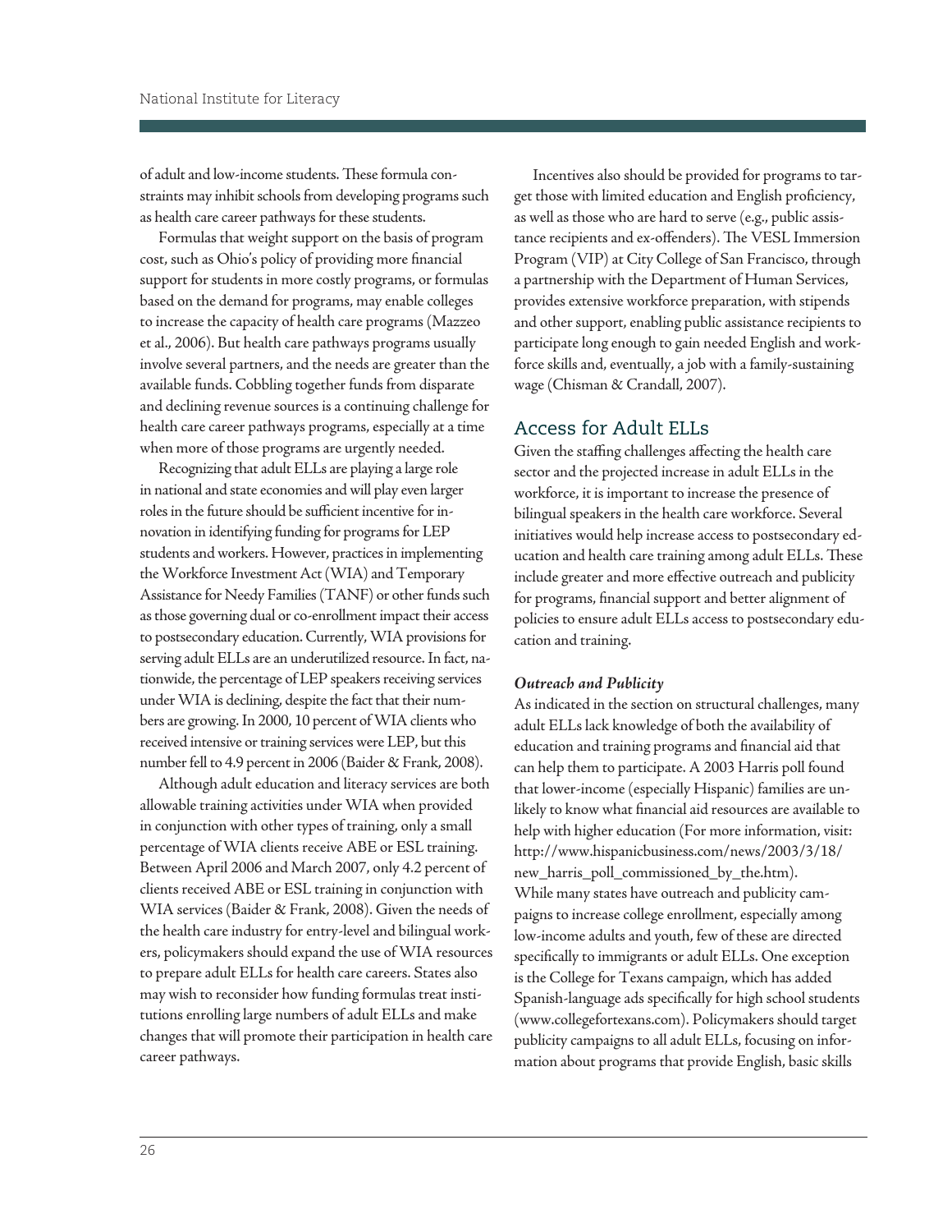of adult and low-income students. These formula constraints may inhibit schools from developing programs such as health care career pathways for these students.

Formulas that weight support on the basis of program cost, such as Ohio's policy of providing more financial support for students in more costly programs, or formulas based on the demand for programs, may enable colleges to increase the capacity of health care programs (Mazzeo et al., 2006). But health care pathways programs usually involve several partners, and the needs are greater than the available funds. Cobbling together funds from disparate and declining revenue sources is a continuing challenge for health care career pathways programs, especially at a time when more of those programs are urgently needed.

Recognizing that adult ELLs are playing a large role in national and state economies and will play even larger roles in the future should be sufficient incentive for innovation in identifying funding for programs for LEP students and workers. However, practices in implementing the Workforce Investment Act (WIA) and Temporary Assistance for Needy Families (TANF) or other funds such as those governing dual or co-enrollment impact their access to postsecondary education. Currently, WIA provisions for serving adult ELLs are an underutilized resource. In fact, nationwide, the percentage of LEP speakers receiving services under WIA is declining, despite the fact that their numbers are growing. In 2000, 10 percent of WIA clients who received intensive or training services were LEP, but this number fell to 4.9 percent in 2006 (Baider & Frank, 2008).

Although adult education and literacy services are both allowable training activities under WIA when provided in conjunction with other types of training, only a small percentage of WIA clients receive ABE or ESL training. Between April 2006 and March 2007, only 4.2 percent of clients received ABE or ESL training in conjunction with WIA services (Baider & Frank, 2008). Given the needs of the health care industry for entry-level and bilingual workers, policymakers should expand the use of WIA resources to prepare adult ELLs for health care careers. States also may wish to reconsider how funding formulas treat institutions enrolling large numbers of adult ELLs and make changes that will promote their participation in health care career pathways.

Incentives also should be provided for programs to target those with limited education and English proficiency, as well as those who are hard to serve (e.g., public assistance recipients and ex-offenders). The VESL Immersion Program (VIP) at City College of San Francisco, through a partnership with the Department of Human Services, provides extensive workforce preparation, with stipends and other support, enabling public assistance recipients to participate long enough to gain needed English and workforce skills and, eventually, a job with a family-sustaining wage (Chisman & Crandall, 2007).

## Access for Adult ELLs

Given the staffing challenges affecting the health care sector and the projected increase in adult ELLs in the workforce, it is important to increase the presence of bilingual speakers in the health care workforce. Several initiatives would help increase access to postsecondary education and health care training among adult ELLs. These include greater and more effective outreach and publicity for programs, financial support and better alignment of policies to ensure adult ELLs access to postsecondary education and training.

### *Outreach and Publicity*

As indicated in the section on structural challenges, many adult ELLs lack knowledge of both the availability of education and training programs and financial aid that can help them to participate. A 2003 Harris poll found that lower-income (especially Hispanic) families are unlikely to know what financial aid resources are available to help with higher education (For more information, visit: http://www.hispanicbusiness.com/news/2003/3/18/new_harris_poll_commissioned_by_the.htm). While many states have outreach and publicity campaigns to increase college enrollment, especially among low-income adults and youth, few of these are directed specifically to immigrants or adult ELLs. One exception is the College for Texans campaign, which has added Spanish-language ads specifically for high school students (www.collegefortexans.com). Policymakers should target publicity campaigns to all adult ELLs, focusing on information about programs that provide English, basic skills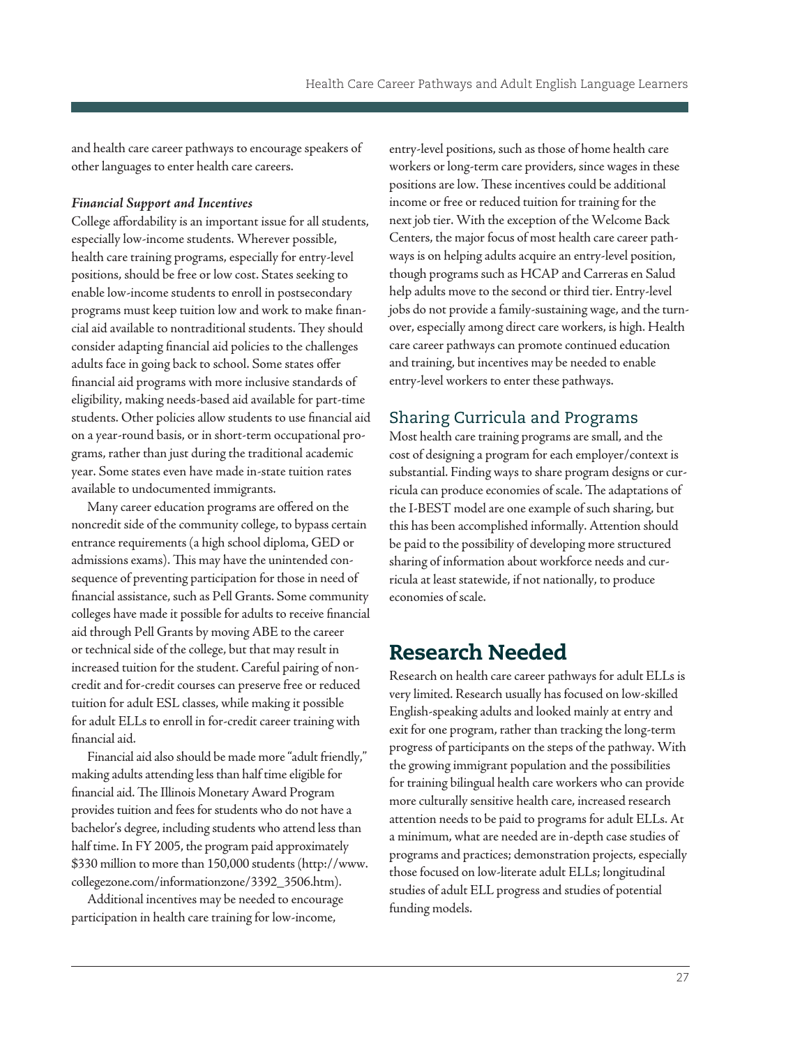and health care career pathways to encourage speakers of other languages to enter health care careers.

***Financial Support and Incentives***

College affordability is an important issue for all students, especially low-income students. Wherever possible, health care training programs, especially for entry-level positions, should be free or low cost. States seeking to enable low-income students to enroll in postsecondary programs must keep tuition low and work to make financial aid available to nontraditional students. They should consider adapting financial aid policies to the challenges adults face in going back to school. Some states offer financial aid programs with more inclusive standards of eligibility, making needs-based aid available for part-time students. Other policies allow students to use financial aid on a year-round basis, or in short-term occupational programs, rather than just during the traditional academic year. Some states even have made in-state tuition rates available to undocumented immigrants.

Many career education programs are offered on the noncredit side of the community college, to bypass certain entrance requirements (a high school diploma, GED or admissions exams). This may have the unintended consequence of preventing participation for those in need of financial assistance, such as Pell Grants. Some community colleges have made it possible for adults to receive financial aid through Pell Grants by moving ABE to the career or technical side of the college, but that may result in increased tuition for the student. Careful pairing of noncredit and for-credit courses can preserve free or reduced tuition for adult ESL classes, while making it possible for adult ELLs to enroll in for-credit career training with financial aid.

Financial aid also should be made more "adult friendly," making adults attending less than half time eligible for financial aid. The Illinois Monetary Award Program provides tuition and fees for students who do not have a bachelor's degree, including students who attend less than half time. In FY 2005, the program paid approximately $330 million to more than 150,000 students (http://www.collegezone.com/informationzone/3392_3506.htm).

Additional incentives may be needed to encourage participation in health care training for low-income, entry-level positions, such as those of home health care workers or long-term care providers, since wages in these positions are low. These incentives could be additional income or free or reduced tuition for training for the next job tier. With the exception of the Welcome Back Centers, the major focus of most health care career pathways is on helping adults acquire an entry-level position, though programs such as HCAP and Carreras en Salud help adults move to the second or third tier. Entry-level jobs do not provide a family-sustaining wage, and the turnover, especially among direct care workers, is high. Health care career pathways can promote continued education and training, but incentives may be needed to enable entry-level workers to enter these pathways.

### Sharing Curricula and Programs

Most health care training programs are small, and the cost of designing a program for each employer/context is substantial. Finding ways to share program designs or curricula can produce economies of scale. The adaptations of the I-BEST model are one example of such sharing, but this has been accomplished informally. Attention should be paid to the possibility of developing more structured sharing of information about workforce needs and curricula at least statewide, if not nationally, to produce economies of scale.

## Research Needed

Research on health care career pathways for adult ELLs is very limited. Research usually has focused on low-skilled English-speaking adults and looked mainly at entry and exit for one program, rather than tracking the long-term progress of participants on the steps of the pathway. With the growing immigrant population and the possibilities for training bilingual health care workers who can provide more culturally sensitive health care, increased research attention needs to be paid to programs for adult ELLs. At a minimum, what are needed are in-depth case studies of programs and practices; demonstration projects, especially those focused on low-literate adult ELLs; longitudinal studies of adult ELL progress and studies of potential funding models.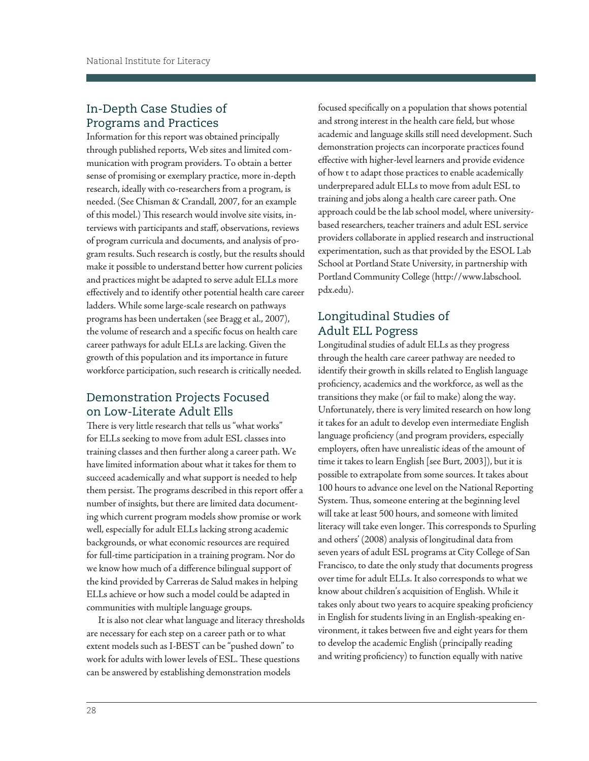## In-Depth Case Studies of Programs and Practices

Information for this report was obtained principally through published reports, Web sites and limited communication with program providers. To obtain a better sense of promising or exemplary practice, more in-depth research, ideally with co-researchers from a program, is needed. (See Chisman & Crandall, 2007, for an example of this model.) This research would involve site visits, interviews with participants and staff, observations, reviews of program curricula and documents, and analysis of program results. Such research is costly, but the results should make it possible to understand better how current policies and practices might be adapted to serve adult ELLs more effectively and to identify other potential health care career ladders. While some large-scale research on pathways programs has been undertaken (see Bragg et al., 2007), the volume of research and a specific focus on health care career pathways for adult ELLs are lacking. Given the growth of this population and its importance in future workforce participation, such research is critically needed.

## Demonstration Projects Focused on Low-Literate Adult Ells

There is very little research that tells us "what works" for ELLs seeking to move from adult ESL classes into training classes and then further along a career path. We have limited information about what it takes for them to succeed academically and what support is needed to help them persist. The programs described in this report offer a number of insights, but there are limited data documenting which current program models show promise or work well, especially for adult ELLs lacking strong academic backgrounds, or what economic resources are required for full-time participation in a training program. Nor do we know how much of a difference bilingual support of the kind provided by Carreras de Salud makes in helping ELLs achieve or how such a model could be adapted in communities with multiple language groups.

It is also not clear what language and literacy thresholds are necessary for each step on a career path or to what extent models such as I-BEST can be "pushed down" to work for adults with lower levels of ESL. These questions can be answered by establishing demonstration models focused specifically on a population that shows potential and strong interest in the health care field, but whose academic and language skills still need development. Such demonstration projects can incorporate practices found effective with higher-level learners and provide evidence of how t to adapt those practices to enable academically underprepared adult ELLs to move from adult ESL to training and jobs along a health care career path. One approach could be the lab school model, where university-based researchers, teacher trainers and adult ESL service providers collaborate in applied research and instructional experimentation, such as that provided by the ESOL Lab School at Portland State University, in partnership with Portland Community College (http://www.labschool.pdx.edu).

## Longitudinal Studies of Adult ELL Pogress

Longitudinal studies of adult ELLs as they progress through the health care career pathway are needed to identify their growth in skills related to English language proficiency, academics and the workforce, as well as the transitions they make (or fail to make) along the way. Unfortunately, there is very limited research on how long it takes for an adult to develop even intermediate English language proficiency (and program providers, especially employers, often have unrealistic ideas of the amount of time it takes to learn English [see Burt, 2003]), but it is possible to extrapolate from some sources. It takes about 100 hours to advance one level on the National Reporting System. Thus, someone entering at the beginning level will take at least 500 hours, and someone with limited literacy will take even longer. This corresponds to Spurling and others' (2008) analysis of longitudinal data from seven years of adult ESL programs at City College of San Francisco, to date the only study that documents progress over time for adult ELLs. It also corresponds to what we know about children's acquisition of English. While it takes only about two years to acquire speaking proficiency in English for students living in an English-speaking environment, it takes between five and eight years for them to develop the academic English (principally reading and writing proficiency) to function equally with native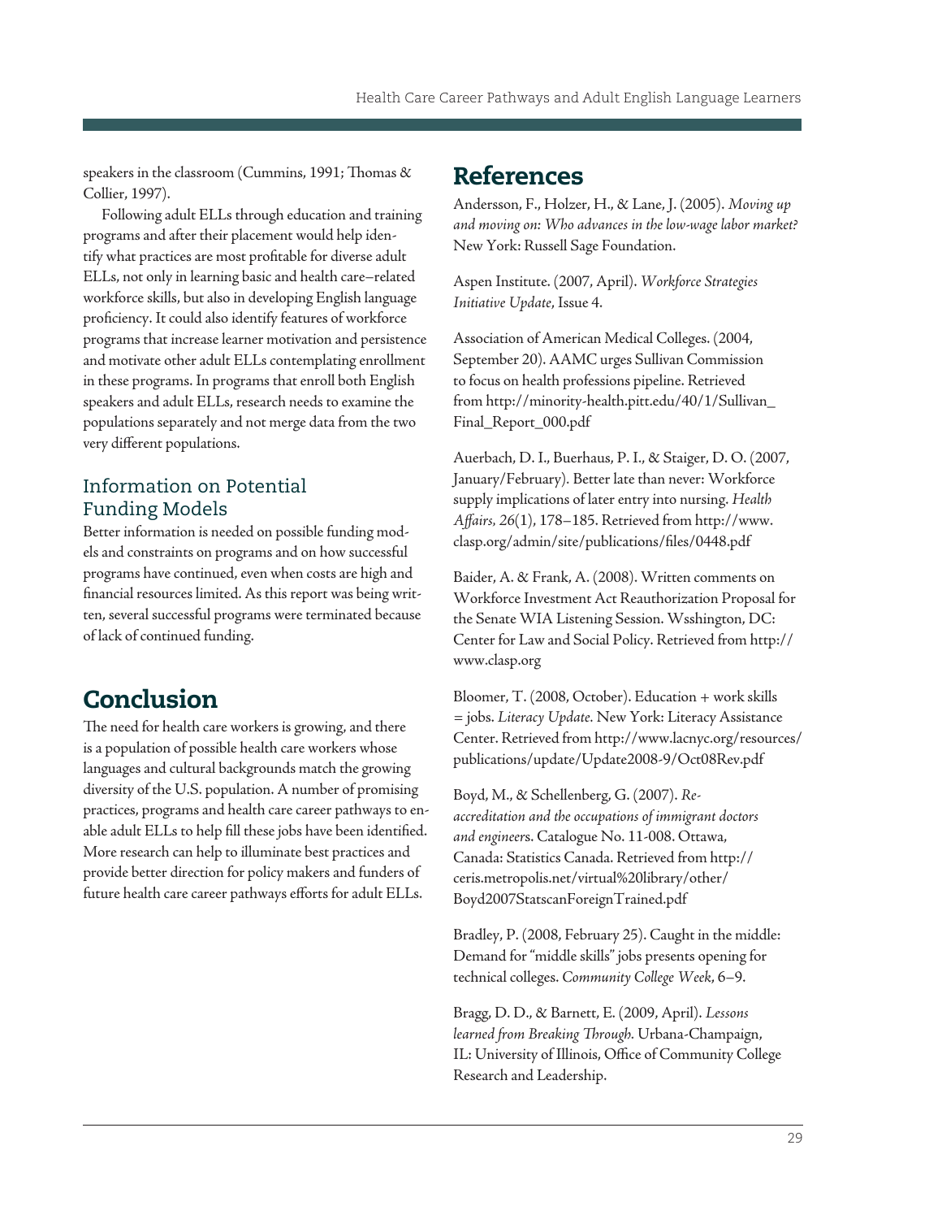speakers in the classroom (Cummins, 1991; Thomas & Collier, 1997).

Following adult ELLs through education and training programs and after their placement would help identify what practices are most profitable for diverse adult ELLs, not only in learning basic and health care–related workforce skills, but also in developing English language proficiency. It could also identify features of workforce programs that increase learner motivation and persistence and motivate other adult ELLs contemplating enrollment in these programs. In programs that enroll both English speakers and adult ELLs, research needs to examine the populations separately and not merge data from the two very different populations.

### Information on Potential Funding Models

Better information is needed on possible funding models and constraints on programs and on how successful programs have continued, even when costs are high and financial resources limited. As this report was being written, several successful programs were terminated because of lack of continued funding.

## Conclusion

The need for health care workers is growing, and there is a population of possible health care workers whose languages and cultural backgrounds match the growing diversity of the U.S. population. A number of promising practices, programs and health care career pathways to enable adult ELLs to help fill these jobs have been identified. More research can help to illuminate best practices and provide better direction for policy makers and funders of future health care career pathways efforts for adult ELLs.

## References

Andersson, F., Holzer, H., & Lane, J. (2005). *Moving up and moving on: Who advances in the low-wage labor market?* New York: Russell Sage Foundation.

Aspen Institute. (2007, April). *Workforce Strategies Initiative Update*, Issue 4.

Association of American Medical Colleges. (2004, September 20). AAMC urges Sullivan Commission to focus on health professions pipeline. Retrieved from http://minority-health.pitt.edu/40/1/Sullivan_Final_Report_000.pdf

Auerbach, D. I., Buerhaus, P. I., & Staiger, D. O. (2007, January/February). Better late than never: Workforce supply implications of later entry into nursing. *Health Affairs, 26*(1), 178–185. Retrieved from http://www.clasp.org/admin/site/publications/files/0448.pdf

Baider, A. & Frank, A. (2008). Written comments on Workforce Investment Act Reauthorization Proposal for the Senate WIA Listening Session. Wsshington, DC: Center for Law and Social Policy. Retrieved from http://www.clasp.org

Bloomer, T. (2008, October). Education + work skills = jobs. *Literacy Update*. New York: Literacy Assistance Center. Retrieved from http://www.lacnyc.org/resources/publications/update/Update2008-9/Oct08Rev.pdf

Boyd, M., & Schellenberg, G. (2007). *Re-accreditation and the occupations of immigrant doctors and engineers*. Catalogue No. 11-008. Ottawa, Canada: Statistics Canada. Retrieved from http://ceris.metropolis.net/virtual%20library/other/Boyd2007StatscanForeignTrained.pdf

Bradley, P. (2008, February 25). Caught in the middle: Demand for "middle skills" jobs presents opening for technical colleges. *Community College Week*, 6–9.

Bragg, D. D., & Barnett, E. (2009, April). *Lessons learned from Breaking Through.* Urbana-Champaign, IL: University of Illinois, Office of Community College Research and Leadership.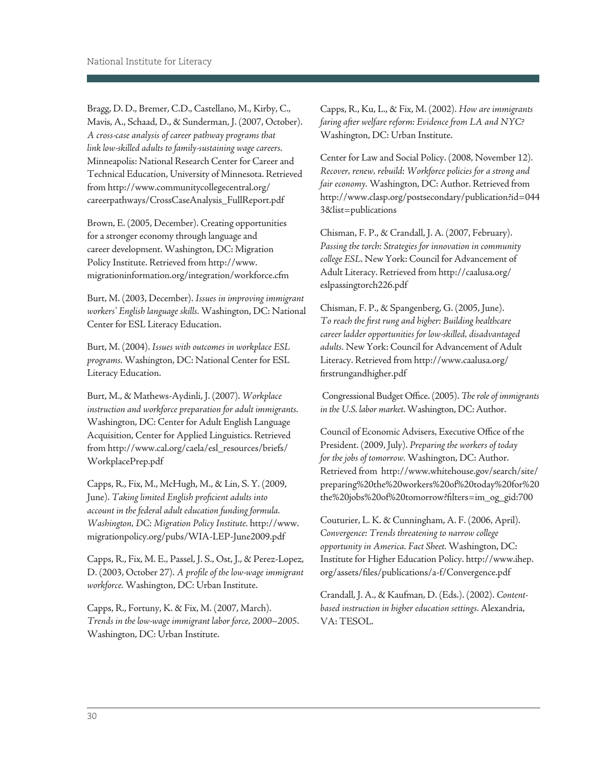Bragg, D. D., Bremer, C.D., Castellano, M., Kirby, C., Mavis, A., Schaad, D., & Sunderman, J. (2007, October). *A cross-case analysis of career pathway programs that link low-skilled adults to family-sustaining wage careers*. Minneapolis: National Research Center for Career and Technical Education, University of Minnesota. Retrieved from http://www.communitycollegecentral.org/careerpathways/CrossCaseAnalysis_FullReport.pdf

Brown, E. (2005, December). Creating opportunities for a stronger economy through language and career development. Washington, DC: Migration Policy Institute. Retrieved from http://www.migrationinformation.org/integration/workforce.cfm

Burt, M. (2003, December). *Issues in improving immigrant workers' English language skills.* Washington, DC: National Center for ESL Literacy Education.

Burt, M. (2004). *Issues with outcomes in workplace ESL programs.* Washington, DC: National Center for ESL Literacy Education.

Burt, M., & Mathews-Aydinli, J. (2007). *Workplace instruction and workforce preparation for adult immigrants.* Washington, DC: Center for Adult English Language Acquisition, Center for Applied Linguistics. Retrieved from http://www.cal.org/caela/esl_resources/briefs/WorkplacePrep.pdf

Capps, R., Fix, M., McHugh, M., & Lin, S. Y. (2009, June). *Taking limited English proficient adults into account in the federal adult education funding formula. Washington, DC: Migration Policy Institute*. http://www.migrationpolicy.org/pubs/WIA-LEP-June2009.pdf

Capps, R., Fix, M. E., Passel, J. S., Ost, J., & Perez-Lopez, D. (2003, October 27). *A profile of the low-wage immigrant workforce.* Washington, DC: Urban Institute.

Capps, R., Fortuny, K. & Fix, M. (2007, March). *Trends in the low-wage immigrant labor force, 2000–2005*. Washington, DC: Urban Institute.

Capps, R., Ku, L., & Fix, M. (2002). *How are immigrants faring after welfare reform: Evidence from LA and NYC?* Washington, DC: Urban Institute.

Center for Law and Social Policy. (2008, November 12). *Recover, renew, rebuild: Workforce policies for a strong and fair economy.* Washington, DC: Author. Retrieved from http://www.clasp.org/postsecondary/publication?id=0443&list=publications

Chisman, F. P., & Crandall, J. A. (2007, February). *Passing the torch: Strategies for innovation in community college ESL*. New York: Council for Advancement of Adult Literacy. Retrieved from http://caalusa.org/eslpassingtorch226.pdf

Chisman, F. P., & Spangenberg, G. (2005, June). *To reach the first rung and higher: Building healthcare career ladder opportunities for low-skilled, disadvantaged adults*. New York: Council for Advancement of Adult Literacy. Retrieved from http://www.caalusa.org/firstrungandhigher.pdf

Congressional Budget Office. (2005). *The role of immigrants in the U.S. labor market*. Washington, DC: Author.

Council of Economic Advisers, Executive Office of the President. (2009, July). *Preparing the workers of today for the jobs of tomorrow.* Washington, DC: Author. Retrieved from http://www.whitehouse.gov/search/site/preparing%20the%20workers%20of%20today%20for%20the%20jobs%20of%20tomorrow?filters=im_og_gid:700

Couturier, L. K. & Cunningham, A. F. (2006, April). *Convergence: Trends threatening to narrow college opportunity in America. Fact Sheet.* Washington, DC: Institute for Higher Education Policy. http://www.ihep.org/assets/files/publications/a-f/Convergence.pdf

Crandall, J. A., & Kaufman, D. (Eds.). (2002). *Content-based instruction in higher education settings*. Alexandria, VA: TESOL.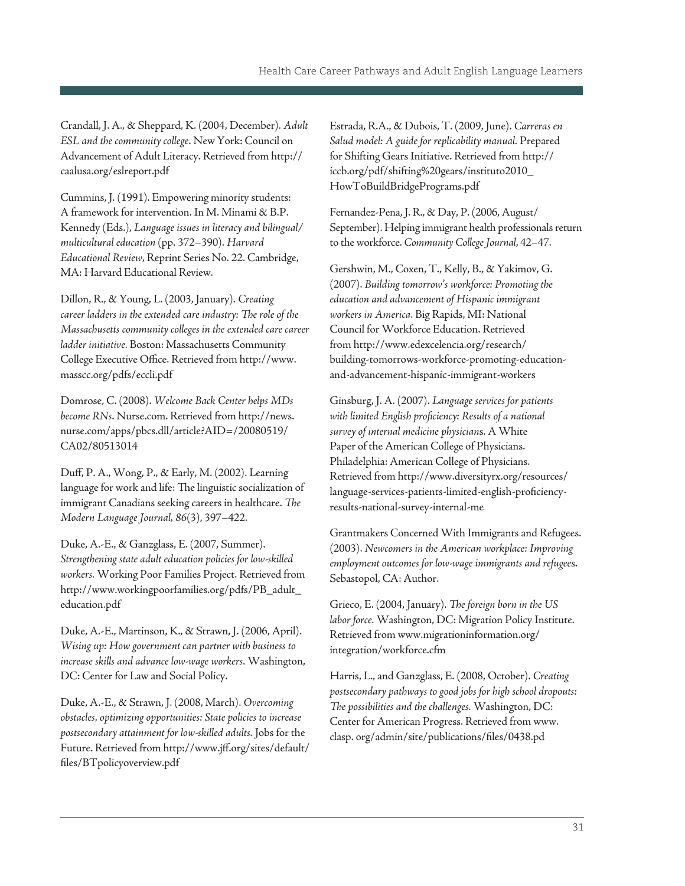Crandall, J. A., & Sheppard, K. (2004, December). *Adult ESL and the community college*. New York: Council on Advancement of Adult Literacy. Retrieved from http://caalusa.org/eslreport.pdf

Cummins, J. (1991). Empowering minority students: A framework for intervention. In M. Minami & B.P. Kennedy (Eds.), *Language issues in literacy and bilingual/multicultural education* (pp. 372–390). *Harvard Educational Review*, Reprint Series No. 22. Cambridge, MA: Harvard Educational Review.

Dillon, R., & Young, L. (2003, January). *Creating career ladders in the extended care industry: The role of the Massachusetts community colleges in the extended care career ladder initiative*. Boston: Massachusetts Community College Executive Office. Retrieved from http://www.masscc.org/pdfs/eccli.pdf

Domrose, C. (2008). *Welcome Back Center helps MDs become RNs*. Nurse.com. Retrieved from http://news.nurse.com/apps/pbcs.dll/article?AID=/20080519/CA02/80513014

Duff, P. A., Wong, P., & Early, M. (2002). Learning language for work and life: The linguistic socialization of immigrant Canadians seeking careers in healthcare. *The Modern Language Journal, 86*(3), 397–422.

Duke, A.-E., & Ganzglass, E. (2007, Summer). *Strengthening state adult education policies for low-skilled workers.* Working Poor Families Project. Retrieved from http://www.workingpoorfamilies.org/pdfs/PB_adult_education.pdf

Duke, A.-E., Martinson, K., & Strawn, J. (2006, April). *Wising up: How government can partner with business to increase skills and advance low-wage workers.* Washington, DC: Center for Law and Social Policy.

Duke, A.-E., & Strawn, J. (2008, March). *Overcoming obstacles, optimizing opportunities: State policies to increase postsecondary attainment for low-skilled adults.* Jobs for the Future. Retrieved from http://www.jff.org/sites/default/files/BTpolicyoverview.pdf

Estrada, R.A., & Dubois, T. (2009, June). *Carreras en Salud model: A guide for replicability manual.* Prepared for Shifting Gears Initiative. Retrieved from http://iccb.org/pdf/shifting%20gears/instituto2010_HowToBuildBridgePrograms.pdf

Fernandez-Pena, J. R., & Day, P. (2006, August/September). Helping immigrant health professionals return to the workforce. *Community College Journal*, 42–47.

Gershwin, M., Coxen, T., Kelly, B., & Yakimov, G. (2007). *Building tomorrow's workforce: Promoting the education and advancement of Hispanic immigrant workers in America*. Big Rapids, MI: National Council for Workforce Education. Retrieved from http://www.edexcelencia.org/research/building-tomorrows-workforce-promoting-education-and-advancement-hispanic-immigrant-workers

Ginsburg, J. A. (2007). *Language services for patients with limited English proficiency: Results of a national survey of internal medicine physicians*. A White Paper of the American College of Physicians. Philadelphia: American College of Physicians. Retrieved from http://www.diversityrx.org/resources/language-services-patients-limited-english-proficiency-results-national-survey-internal-me

Grantmakers Concerned With Immigrants and Refugees. (2003). *Newcomers in the American workplace: Improving employment outcomes for low-wage immigrants and refugees*. Sebastopol, CA: Author.

Grieco, E. (2004, January). *The foreign born in the US labor force.* Washington, DC: Migration Policy Institute. Retrieved from www.migrationinformation.org/integration/workforce.cfm

Harris, L., and Ganzglass, E. (2008, October). *Creating postsecondary pathways to good jobs for high school dropouts: The possibilities and the challenges.* Washington, DC: Center for American Progress. Retrieved from www.clasp. org/admin/site/publications/files/0438.pd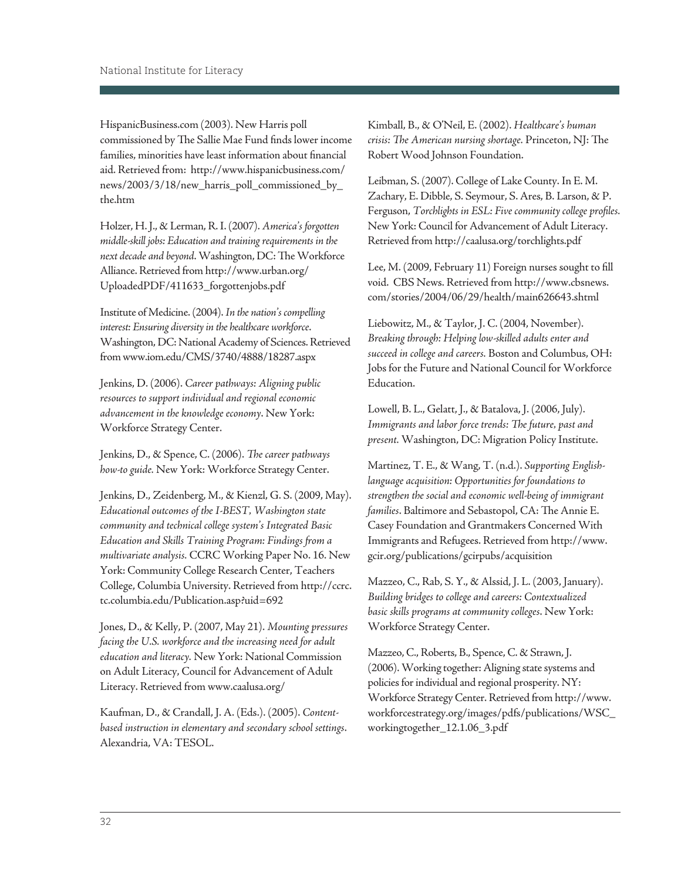HispanicBusiness.com (2003). New Harris poll commissioned by The Sallie Mae Fund finds lower income families, minorities have least information about financial aid. Retrieved from: http://www.hispanicbusiness.com/news/2003/3/18/new_harris_poll_commissioned_by_the.htm

Holzer, H. J., & Lerman, R. I. (2007). *America's forgotten middle-skill jobs: Education and training requirements in the next decade and beyond*. Washington, DC: The Workforce Alliance. Retrieved from http://www.urban.org/UploadedPDF/411633_forgottenjobs.pdf

Institute of Medicine. (2004). *In the nation's compelling interest: Ensuring diversity in the healthcare workforce*. Washington, DC: National Academy of Sciences. Retrieved from www.iom.edu/CMS/3740/4888/18287.aspx

Jenkins, D. (2006). *Career pathways: Aligning public resources to support individual and regional economic advancement in the knowledge economy*. New York: Workforce Strategy Center.

Jenkins, D., & Spence, C. (2006). *The career pathways how-to guide.* New York: Workforce Strategy Center.

Jenkins, D., Zeidenberg, M., & Kienzl, G. S. (2009, May). *Educational outcomes of the I-BEST, Washington state community and technical college system's Integrated Basic Education and Skills Training Program: Findings from a multivariate analysis.* CCRC Working Paper No. 16. New York: Community College Research Center, Teachers College, Columbia University. Retrieved from http://ccrc.tc.columbia.edu/Publication.asp?uid=692

Jones, D., & Kelly, P. (2007, May 21). *Mounting pressures facing the U.S. workforce and the increasing need for adult education and literacy.* New York: National Commission on Adult Literacy, Council for Advancement of Adult Literacy. Retrieved from www.caalusa.org/

Kaufman, D., & Crandall, J. A. (Eds.). (2005). *Content-based instruction in elementary and secondary school settings*. Alexandria, VA: TESOL.

Kimball, B., & O'Neil, E. (2002). *Healthcare's human crisis: The American nursing shortage.* Princeton, NJ: The Robert Wood Johnson Foundation.

Leibman, S. (2007). College of Lake County. In E. M. Zachary, E. Dibble, S. Seymour, S. Ares, B. Larson, & P. Ferguson, *Torchlights in ESL: Five community college profiles.* New York: Council for Advancement of Adult Literacy. Retrieved from http://caalusa.org/torchlights.pdf

Lee, M. (2009, February 11) Foreign nurses sought to fill void. CBS News. Retrieved from http://www.cbsnews.com/stories/2004/06/29/health/main626643.shtml

Liebowitz, M., & Taylor, J. C. (2004, November). *Breaking through: Helping low-skilled adults enter and succeed in college and careers.* Boston and Columbus, OH: Jobs for the Future and National Council for Workforce Education.

Lowell, B. L., Gelatt, J., & Batalova, J. (2006, July). *Immigrants and labor force trends: The future, past and present.* Washington, DC: Migration Policy Institute.

Martinez, T. E., & Wang, T. (n.d.). *Supporting English-language acquisition: Opportunities for foundations to strengthen the social and economic well-being of immigrant families*. Baltimore and Sebastopol, CA: The Annie E. Casey Foundation and Grantmakers Concerned With Immigrants and Refugees. Retrieved from http://www.gcir.org/publications/gcirpubs/acquisition

Mazzeo, C., Rab, S. Y., & Alssid, J. L. (2003, January). *Building bridges to college and careers: Contextualized basic skills programs at community colleges*. New York: Workforce Strategy Center.

Mazzeo, C., Roberts, B., Spence, C. & Strawn, J. (2006). Working together: Aligning state systems and policies for individual and regional prosperity. NY: Workforce Strategy Center. Retrieved from http://www.workforcestrategy.org/images/pdfs/publications/WSC_workingtogether_12.1.06_3.pdf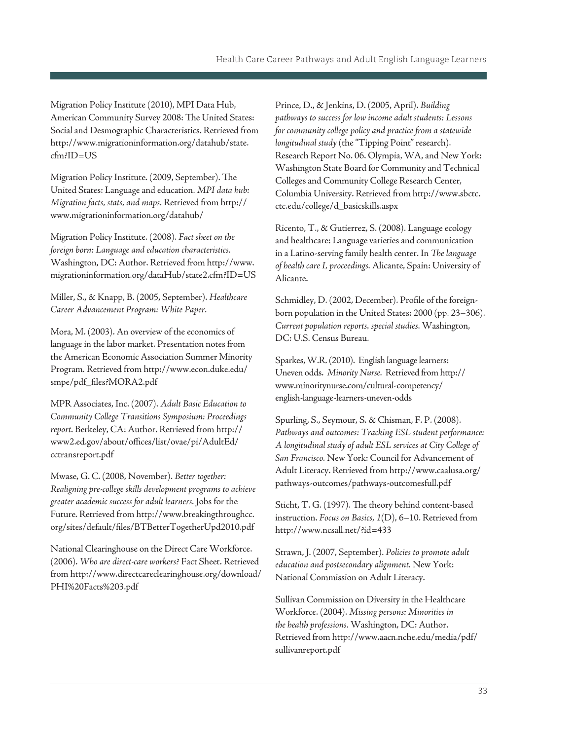Migration Policy Institute (2010), MPI Data Hub, American Community Survey 2008: The United States: Social and Desmographic Characteristics. Retrieved from http://www.migrationinformation.org/datahub/state.cfm?ID=US

Migration Policy Institute. (2009, September). The United States: Language and education. *MPI data hub: Migration facts, stats, and maps.* Retrieved from http://www.migrationinformation.org/datahub/

Migration Policy Institute. (2008). *Fact sheet on the foreign born: Language and education characteristics.* Washington, DC: Author. Retrieved from http://www.migrationinformation.org/dataHub/state2.cfm?ID=US

Miller, S., & Knapp, B. (2005, September). *Healthcare Career Advancement Program: White Paper.*

Mora, M. (2003). An overview of the economics of language in the labor market. Presentation notes from the American Economic Association Summer Minority Program. Retrieved from http://www.econ.duke.edu/smpe/pdf_files?MORA2.pdf

MPR Associates, Inc. (2007). *Adult Basic Education to Community College Transitions Symposium: Proceedings report.* Berkeley, CA: Author. Retrieved from http://www2.ed.gov/about/offices/list/ovae/pi/AdultEd/cctransreport.pdf

Mwase, G. C. (2008, November). *Better together: Realigning pre-college skills development programs to achieve greater academic success for adult learners.* Jobs for the Future. Retrieved from http://www.breakingthroughcc.org/sites/default/files/BTBetterTogetherUpd2010.pdf

National Clearinghouse on the Direct Care Workforce. (2006). *Who are direct-care workers?* Fact Sheet. Retrieved from http://www.directcareclearinghouse.org/download/PHI%20Facts%203.pdf

Prince, D., & Jenkins, D. (2005, April). *Building pathways to success for low income adult students: Lessons for community college policy and practice from a statewide longitudinal study* (the "Tipping Point" research). Research Report No. 06. Olympia, WA, and New York: Washington State Board for Community and Technical Colleges and Community College Research Center, Columbia University. Retrieved from http://www.sbctc.ctc.edu/college/d_basicskills.aspx

Ricento, T., & Gutierrez, S. (2008). Language ecology and healthcare: Language varieties and communication in a Latino-serving family health center. In *The language of health care I, proceedings.* Alicante, Spain: University of Alicante.

Schmidley, D. (2002, December). Profile of the foreign-born population in the United States: 2000 (pp. 23–306). *Current population reports, special studies.* Washington, DC: U.S. Census Bureau.

Sparkes, W.R. (2010). English language learners: Uneven odds. *Minority Nurse.* Retrieved from http://www.minoritynurse.com/cultural-competency/english-language-learners-uneven-odds

Spurling, S., Seymour, S. & Chisman, F. P. (2008). *Pathways and outcomes: Tracking ESL student performance: A longitudinal study of adult ESL services at City College of San Francisco.* New York: Council for Advancement of Adult Literacy. Retrieved from http://www.caalusa.org/pathways-outcomes/pathways-outcomesfull.pdf

Sticht, T. G. (1997). The theory behind content-based instruction. *Focus on Basics, 1*(D), 6–10. Retrieved from http://www.ncsall.net/?id=433

Strawn, J. (2007, September). *Policies to promote adult education and postsecondary alignment.* New York: National Commission on Adult Literacy.

Sullivan Commission on Diversity in the Healthcare Workforce. (2004). *Missing persons: Minorities in the health professions.* Washington, DC: Author. Retrieved from http://www.aacn.nche.edu/media/pdf/sullivanreport.pdf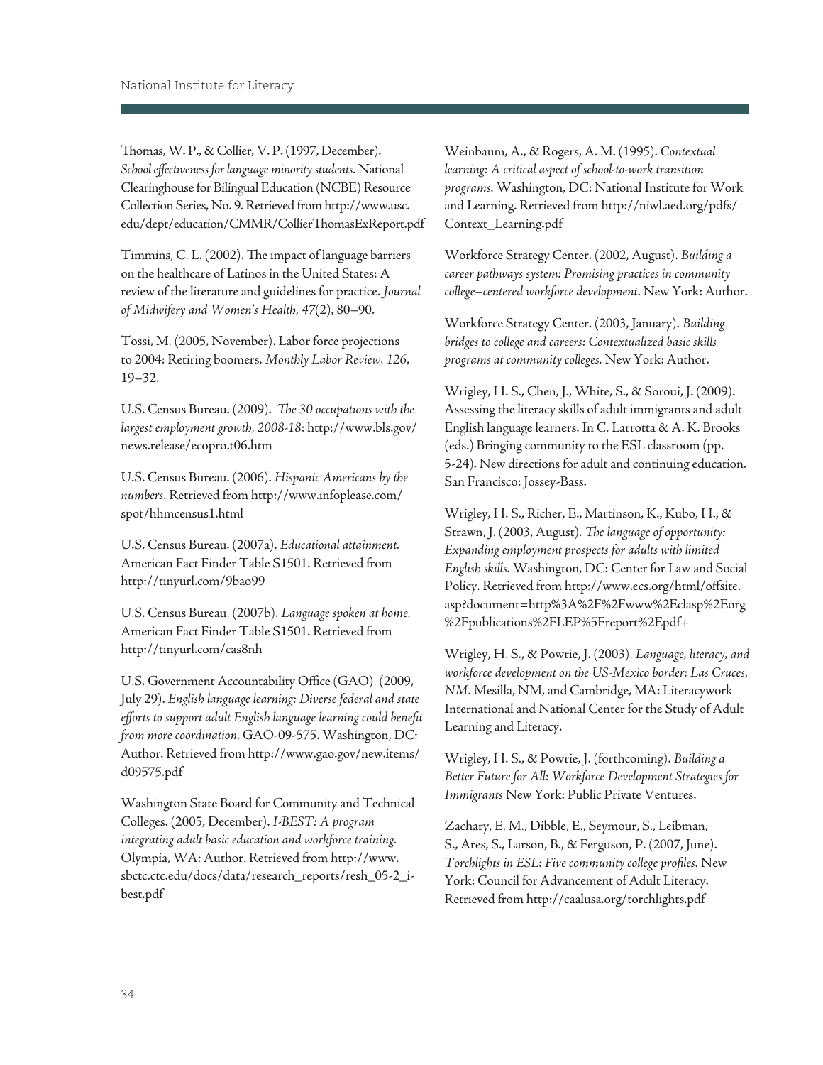Thomas, W. P., & Collier, V. P. (1997, December). *School effectiveness for language minority students*. National Clearinghouse for Bilingual Education (NCBE) Resource Collection Series, No. 9. Retrieved from http://www.usc.edu/dept/education/CMMR/CollierThomasExReport.pdf

Timmins, C. L. (2002). The impact of language barriers on the healthcare of Latinos in the United States: A review of the literature and guidelines for practice. *Journal of Midwifery and Women's Health, 47*(2), 80–90.

Tossi, M. (2005, November). Labor force projections to 2004: Retiring boomers. *Monthly Labor Review, 126*, 19–32.

U.S. Census Bureau. (2009). *The 30 occupations with the largest employment growth, 2008-18*: http://www.bls.gov/news.release/ecopro.t06.htm

U.S. Census Bureau. (2006). *Hispanic Americans by the numbers*. Retrieved from http://www.infoplease.com/spot/hhmcensus1.html

U.S. Census Bureau. (2007a). *Educational attainment.* American Fact Finder Table S1501. Retrieved from http://tinyurl.com/9bao99

U.S. Census Bureau. (2007b). *Language spoken at home.* American Fact Finder Table S1501. Retrieved from http://tinyurl.com/cas8nh

U.S. Government Accountability Office (GAO). (2009, July 29). *English language learning: Diverse federal and state efforts to support adult English language learning could benefit from more coordination*. GAO-09-575. Washington, DC: Author. Retrieved from http://www.gao.gov/new.items/d09575.pdf

Washington State Board for Community and Technical Colleges. (2005, December). *I-BEST: A program integrating adult basic education and workforce training.* Olympia, WA: Author. Retrieved from http://www.sbctc.ctc.edu/docs/data/research_reports/resh_05-2_i-best.pdf

Weinbaum, A., & Rogers, A. M. (1995). *Contextual learning: A critical aspect of school-to-work transition programs.* Washington, DC: National Institute for Work and Learning. Retrieved from http://niwl.aed.org/pdfs/Context_Learning.pdf

Workforce Strategy Center. (2002, August). *Building a career pathways system: Promising practices in community college–centered workforce development*. New York: Author.

Workforce Strategy Center. (2003, January). *Building bridges to college and careers: Contextualized basic skills programs at community colleges.* New York: Author.

Wrigley, H. S., Chen, J., White, S., & Soroui, J. (2009). Assessing the literacy skills of adult immigrants and adult English language learners. In C. Larrotta & A. K. Brooks (eds.) Bringing community to the ESL classroom (pp. 5-24). New directions for adult and continuing education. San Francisco: Jossey-Bass.

Wrigley, H. S., Richer, E., Martinson, K., Kubo, H., & Strawn, J. (2003, August). *The language of opportunity: Expanding employment prospects for adults with limited English skills.* Washington, DC: Center for Law and Social Policy. Retrieved from http://www.ecs.org/html/offsite.asp?document=http%3A%2F%2Fwww%2Eclasp%2Eorg%2Fpublications%2FLEP%5Freport%2Epdf+

Wrigley, H. S., & Powrie, J. (2003). *Language, literacy, and workforce development on the US-Mexico border: Las Cruces, NM.* Mesilla, NM, and Cambridge, MA: Literacywork International and National Center for the Study of Adult Learning and Literacy.

Wrigley, H. S., & Powrie, J. (forthcoming). *Building a Better Future for All: Workforce Development Strategies for Immigrants* New York: Public Private Ventures.

Zachary, E. M., Dibble, E., Seymour, S., Leibman, S., Ares, S., Larson, B., & Ferguson, P. (2007, June). *Torchlights in ESL: Five community college profiles.* New York: Council for Advancement of Adult Literacy. Retrieved from http://caalusa.org/torchlights.pdf